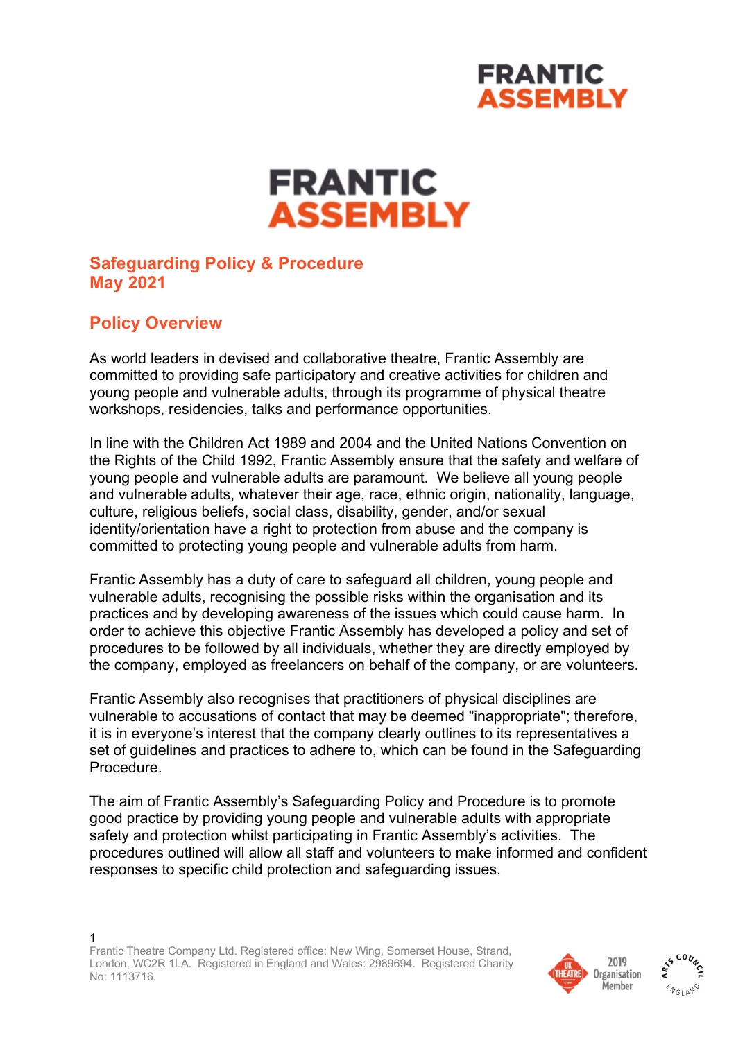# Safeguarding Policy & Procedure
# May 2021

## Policy Overview

As world leaders in devised and collaborative theatre, Frantic Assembly are committed to providing safe participatory and creative activities for children and young people and vulnerable adults, through its programme of physical theatre workshops, residencies, talks and performance opportunities.

In line with the Children Act 1989 and 2004 and the United Nations Convention on the Rights of the Child 1992, Frantic Assembly ensure that the safety and welfare of young people and vulnerable adults are paramount. We believe all young people and vulnerable adults, whatever their age, race, ethnic origin, nationality, language, culture, religious beliefs, social class, disability, gender, and/or sexual identity/orientation have a right to protection from abuse and the company is committed to protecting young people and vulnerable adults from harm.

Frantic Assembly has a duty of care to safeguard all children, young people and vulnerable adults, recognising the possible risks within the organisation and its practices and by developing awareness of the issues which could cause harm. In order to achieve this objective Frantic Assembly has developed a policy and set of procedures to be followed by all individuals, whether they are directly employed by the company, employed as freelancers on behalf of the company, or are volunteers.

Frantic Assembly also recognises that practitioners of physical disciplines are vulnerable to accusations of contact that may be deemed "inappropriate"; therefore, it is in everyone's interest that the company clearly outlines to its representatives a set of guidelines and practices to adhere to, which can be found in the Safeguarding Procedure.

The aim of Frantic Assembly's Safeguarding Policy and Procedure is to promote good practice by providing young people and vulnerable adults with appropriate safety and protection whilst participating in Frantic Assembly's activities. The procedures outlined will allow all staff and volunteers to make informed and confident responses to specific child protection and safeguarding issues.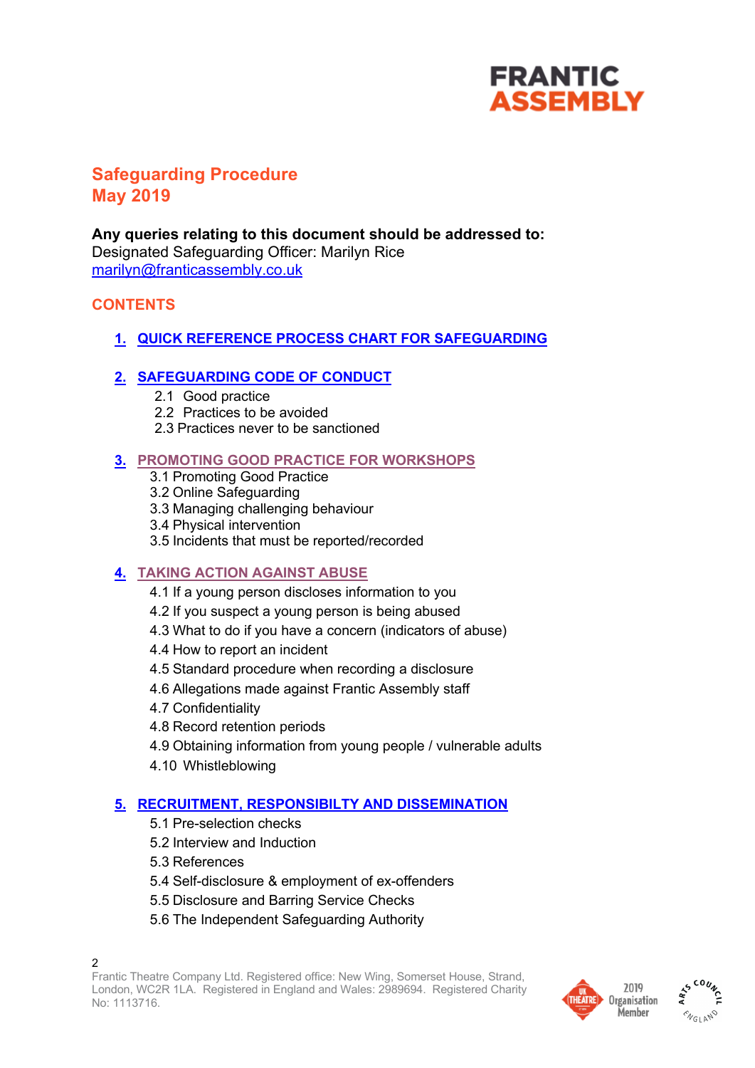# Safeguarding Procedure
# May 2019

**Any queries relating to this document should be addressed to:**
Designated Safeguarding Officer: Marilyn Rice
marilyn@franticassembly.co.uk

## CONTENTS

1. QUICK REFERENCE PROCESS CHART FOR SAFEGUARDING

2. SAFEGUARDING CODE OF CONDUCT
   - 2.1 Good practice
   - 2.2 Practices to be avoided
   - 2.3 Practices never to be sanctioned

3. PROMOTING GOOD PRACTICE FOR WORKSHOPS
   - 3.1 Promoting Good Practice
   - 3.2 Online Safeguarding
   - 3.3 Managing challenging behaviour
   - 3.4 Physical intervention
   - 3.5 Incidents that must be reported/recorded

4. TAKING ACTION AGAINST ABUSE
   - 4.1 If a young person discloses information to you
   - 4.2 If you suspect a young person is being abused
   - 4.3 What to do if you have a concern (indicators of abuse)
   - 4.4 How to report an incident
   - 4.5 Standard procedure when recording a disclosure
   - 4.6 Allegations made against Frantic Assembly staff
   - 4.7 Confidentiality
   - 4.8 Record retention periods
   - 4.9 Obtaining information from young people / vulnerable adults
   - 4.10 Whistleblowing

5. RECRUITMENT, RESPONSIBILTY AND DISSEMINATION
   - 5.1 Pre-selection checks
   - 5.2 Interview and Induction
   - 5.3 References
   - 5.4 Self-disclosure & employment of ex-offenders
   - 5.5 Disclosure and Barring Service Checks
   - 5.6 The Independent Safeguarding Authority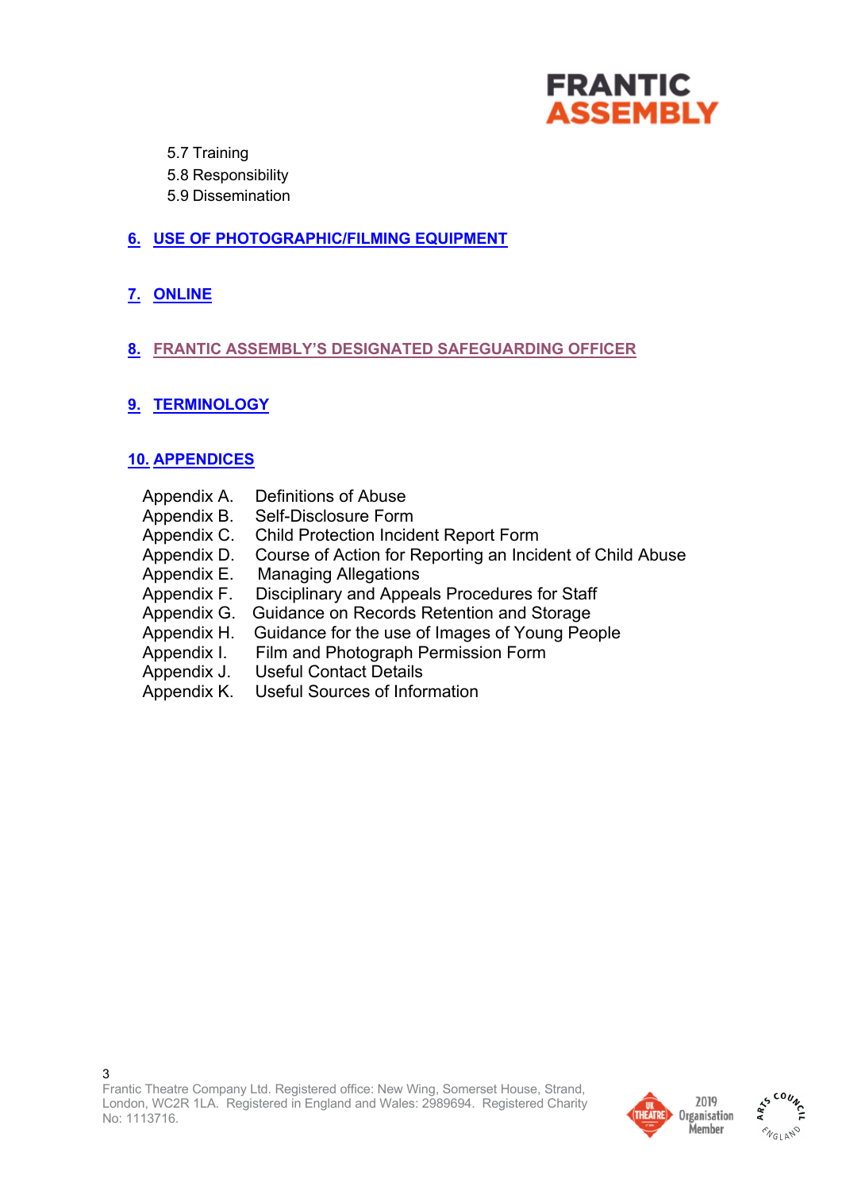5.7 Training
5.8 Responsibility
5.9 Dissemination

6. USE OF PHOTOGRAPHIC/FILMING EQUIPMENT

7. ONLINE

8. FRANTIC ASSEMBLY'S DESIGNATED SAFEGUARDING OFFICER

9. TERMINOLOGY

10. APPENDICES

Appendix A. Definitions of Abuse
Appendix B. Self-Disclosure Form
Appendix C. Child Protection Incident Report Form
Appendix D. Course of Action for Reporting an Incident of Child Abuse
Appendix E. Managing Allegations
Appendix F. Disciplinary and Appeals Procedures for Staff
Appendix G. Guidance on Records Retention and Storage
Appendix H. Guidance for the use of Images of Young People
Appendix I. Film and Photograph Permission Form
Appendix J. Useful Contact Details
Appendix K. Useful Sources of Information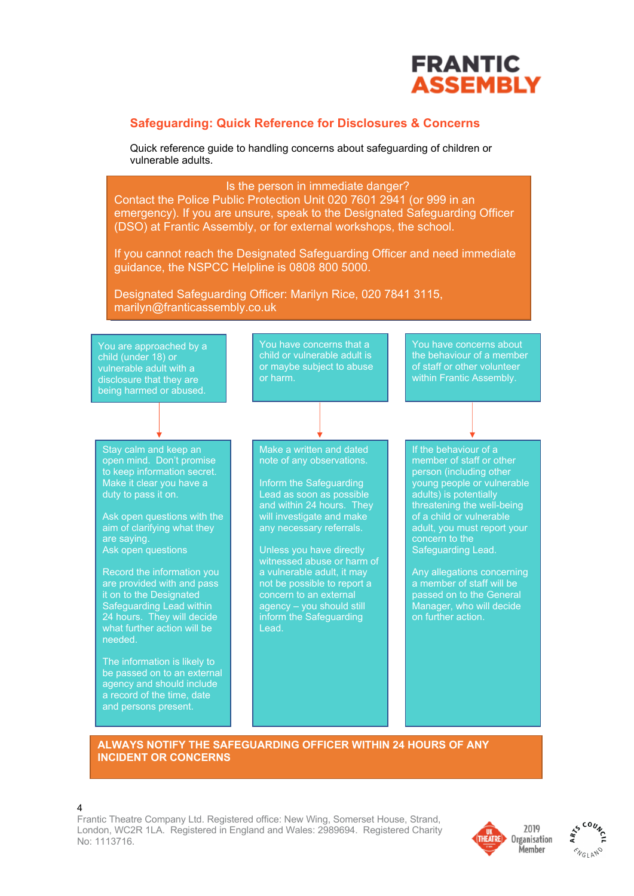## Safeguarding: Quick Reference for Disclosures & Concerns

Quick reference guide to handling concerns about safeguarding of children or vulnerable adults.

**Is the person in immediate danger?**

Contact the Police Public Protection Unit 020 7601 2941 (or 999 in an emergency). If you are unsure, speak to the Designated Safeguarding Officer (DSO) at Frantic Assembly, or for external workshops, the school.

If you cannot reach the Designated Safeguarding Officer and need immediate guidance, the NSPCC Helpline is 0808 800 5000.

Designated Safeguarding Officer: Marilyn Rice, 020 7841 3115, marilyn@franticassembly.co.uk

### You are approached by a child (under 18) or vulnerable adult with a disclosure that they are being harmed or abused.

Stay calm and keep an open mind. Don't promise to keep information secret. Make it clear you have a duty to pass it on.

Ask open questions with the aim of clarifying what they are saying.
Ask open questions

Record the information you are provided with and pass it on to the Designated Safeguarding Lead within 24 hours. They will decide what further action will be needed.

The information is likely to be passed on to an external agency and should include a record of the time, date and persons present.

### You have concerns that a child or vulnerable adult is or maybe subject to abuse or harm.

Make a written and dated note of any observations.

Inform the Safeguarding Lead as soon as possible and within 24 hours. They will investigate and make any necessary referrals.

Unless you have directly witnessed abuse or harm of a vulnerable adult, it may not be possible to report a concern to an external agency – you should still inform the Safeguarding Lead.

### You have concerns about the behaviour of a member of staff or other volunteer within Frantic Assembly.

If the behaviour of a member of staff or other person (including other young people or vulnerable adults) is potentially threatening the well-being of a child or vulnerable adult, you must report your concern to the Safeguarding Lead.

Any allegations concerning a member of staff will be passed on to the General Manager, who will decide on further action.

**ALWAYS NOTIFY THE SAFEGUARDING OFFICER WITHIN 24 HOURS OF ANY INCIDENT OR CONCERNS**

Frantic Theatre Company Ltd. Registered office: New Wing, Somerset House, Strand, London, WC2R 1LA. Registered in England and Wales: 2989694. Registered Charity No: 1113716.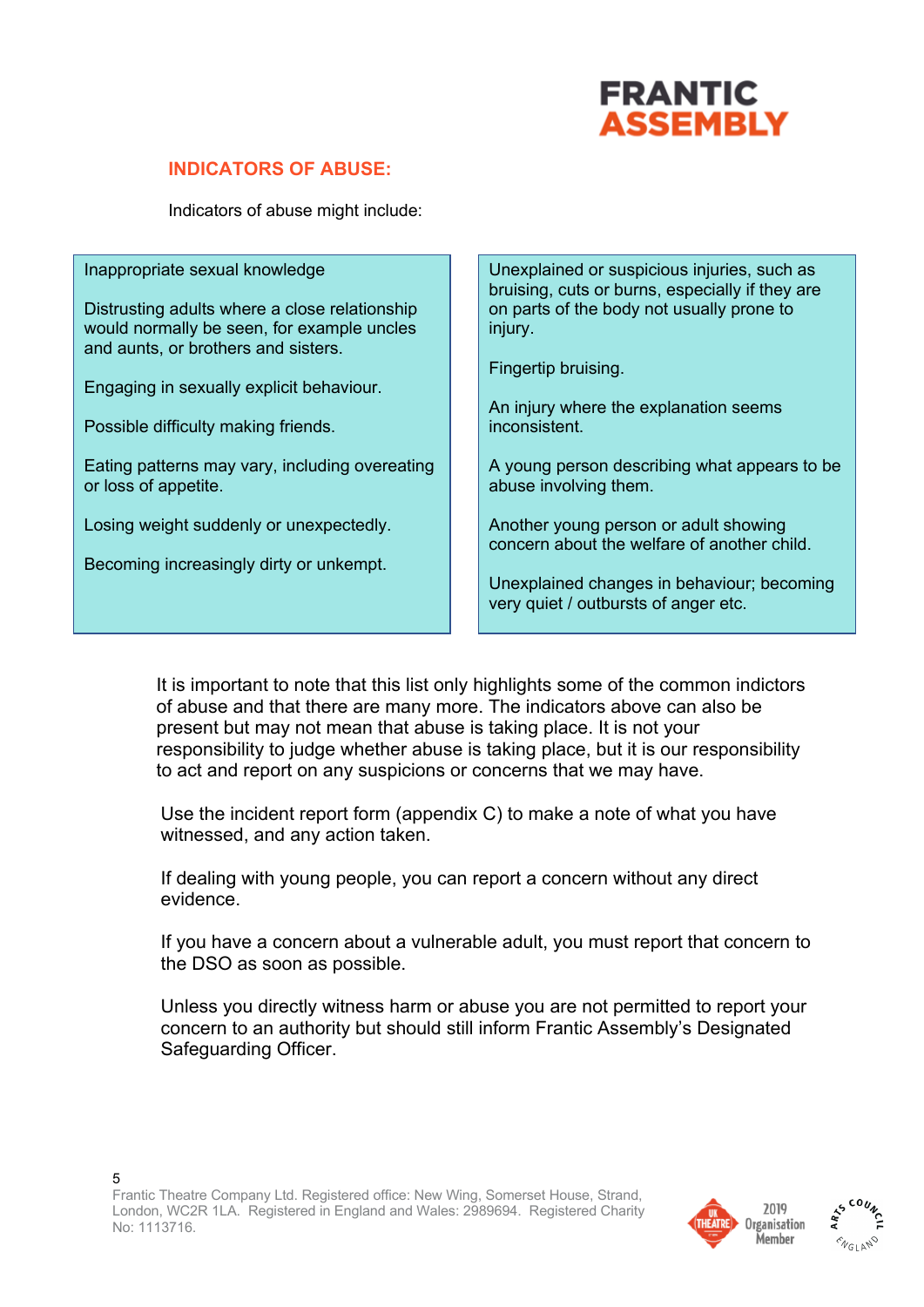## INDICATORS OF ABUSE:

Indicators of abuse might include:

| | |
|---|---|
| Inappropriate sexual knowledge<br><br>Distrusting adults where a close relationship would normally be seen, for example uncles and aunts, or brothers and sisters.<br><br>Engaging in sexually explicit behaviour.<br><br>Possible difficulty making friends.<br><br>Eating patterns may vary, including overeating or loss of appetite.<br><br>Losing weight suddenly or unexpectedly.<br><br>Becoming increasingly dirty or unkempt. | Unexplained or suspicious injuries, such as bruising, cuts or burns, especially if they are on parts of the body not usually prone to injury.<br><br>Fingertip bruising.<br><br>An injury where the explanation seems inconsistent.<br><br>A young person describing what appears to be abuse involving them.<br><br>Another young person or adult showing concern about the welfare of another child.<br><br>Unexplained changes in behaviour; becoming very quiet / outbursts of anger etc. |

It is important to note that this list only highlights some of the common indictors of abuse and that there are many more. The indicators above can also be present but may not mean that abuse is taking place. It is not your responsibility to judge whether abuse is taking place, but it is our responsibility to act and report on any suspicions or concerns that we may have.

Use the incident report form (appendix C) to make a note of what you have witnessed, and any action taken.

If dealing with young people, you can report a concern without any direct evidence.

If you have a concern about a vulnerable adult, you must report that concern to the DSO as soon as possible.

Unless you directly witness harm or abuse you are not permitted to report your concern to an authority but should still inform Frantic Assembly's Designated Safeguarding Officer.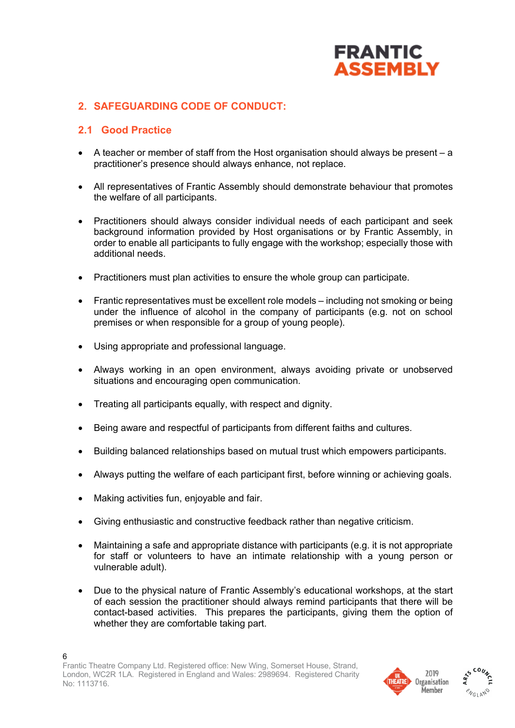## 2. SAFEGUARDING CODE OF CONDUCT:

### 2.1 Good Practice

- A teacher or member of staff from the Host organisation should always be present – a practitioner's presence should always enhance, not replace.
- All representatives of Frantic Assembly should demonstrate behaviour that promotes the welfare of all participants.
- Practitioners should always consider individual needs of each participant and seek background information provided by Host organisations or by Frantic Assembly, in order to enable all participants to fully engage with the workshop; especially those with additional needs.
- Practitioners must plan activities to ensure the whole group can participate.
- Frantic representatives must be excellent role models – including not smoking or being under the influence of alcohol in the company of participants (e.g. not on school premises or when responsible for a group of young people).
- Using appropriate and professional language.
- Always working in an open environment, always avoiding private or unobserved situations and encouraging open communication.
- Treating all participants equally, with respect and dignity.
- Being aware and respectful of participants from different faiths and cultures.
- Building balanced relationships based on mutual trust which empowers participants.
- Always putting the welfare of each participant first, before winning or achieving goals.
- Making activities fun, enjoyable and fair.
- Giving enthusiastic and constructive feedback rather than negative criticism.
- Maintaining a safe and appropriate distance with participants (e.g. it is not appropriate for staff or volunteers to have an intimate relationship with a young person or vulnerable adult).
- Due to the physical nature of Frantic Assembly's educational workshops, at the start of each session the practitioner should always remind participants that there will be contact-based activities. This prepares the participants, giving them the option of whether they are comfortable taking part.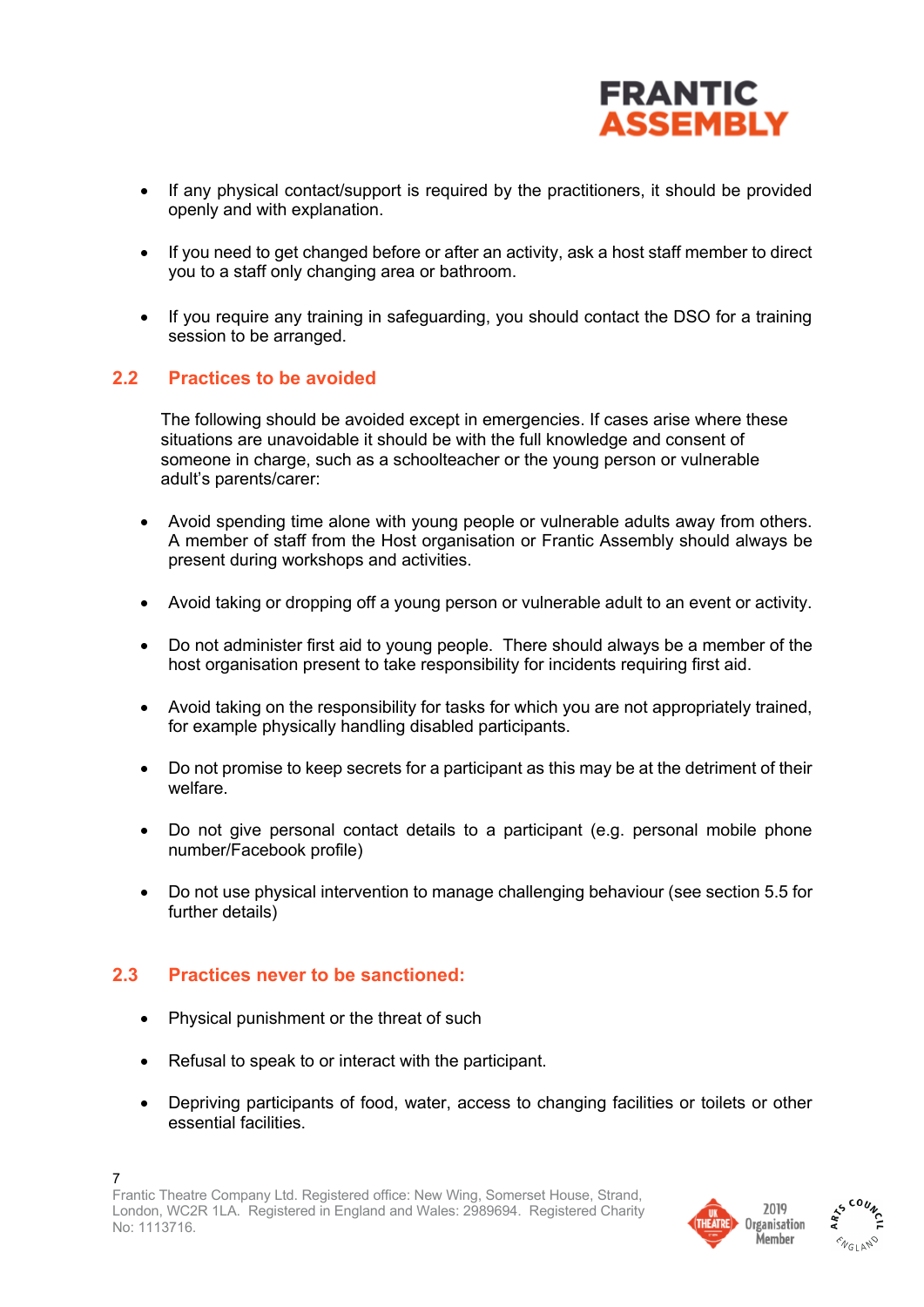- If any physical contact/support is required by the practitioners, it should be provided openly and with explanation.
- If you need to get changed before or after an activity, ask a host staff member to direct you to a staff only changing area or bathroom.
- If you require any training in safeguarding, you should contact the DSO for a training session to be arranged.

## 2.2 Practices to be avoided

The following should be avoided except in emergencies. If cases arise where these situations are unavoidable it should be with the full knowledge and consent of someone in charge, such as a schoolteacher or the young person or vulnerable adult's parents/carer:

- Avoid spending time alone with young people or vulnerable adults away from others. A member of staff from the Host organisation or Frantic Assembly should always be present during workshops and activities.
- Avoid taking or dropping off a young person or vulnerable adult to an event or activity.
- Do not administer first aid to young people. There should always be a member of the host organisation present to take responsibility for incidents requiring first aid.
- Avoid taking on the responsibility for tasks for which you are not appropriately trained, for example physically handling disabled participants.
- Do not promise to keep secrets for a participant as this may be at the detriment of their welfare.
- Do not give personal contact details to a participant (e.g. personal mobile phone number/Facebook profile)
- Do not use physical intervention to manage challenging behaviour (see section 5.5 for further details)

## 2.3 Practices never to be sanctioned:

- Physical punishment or the threat of such
- Refusal to speak to or interact with the participant.
- Depriving participants of food, water, access to changing facilities or toilets or other essential facilities.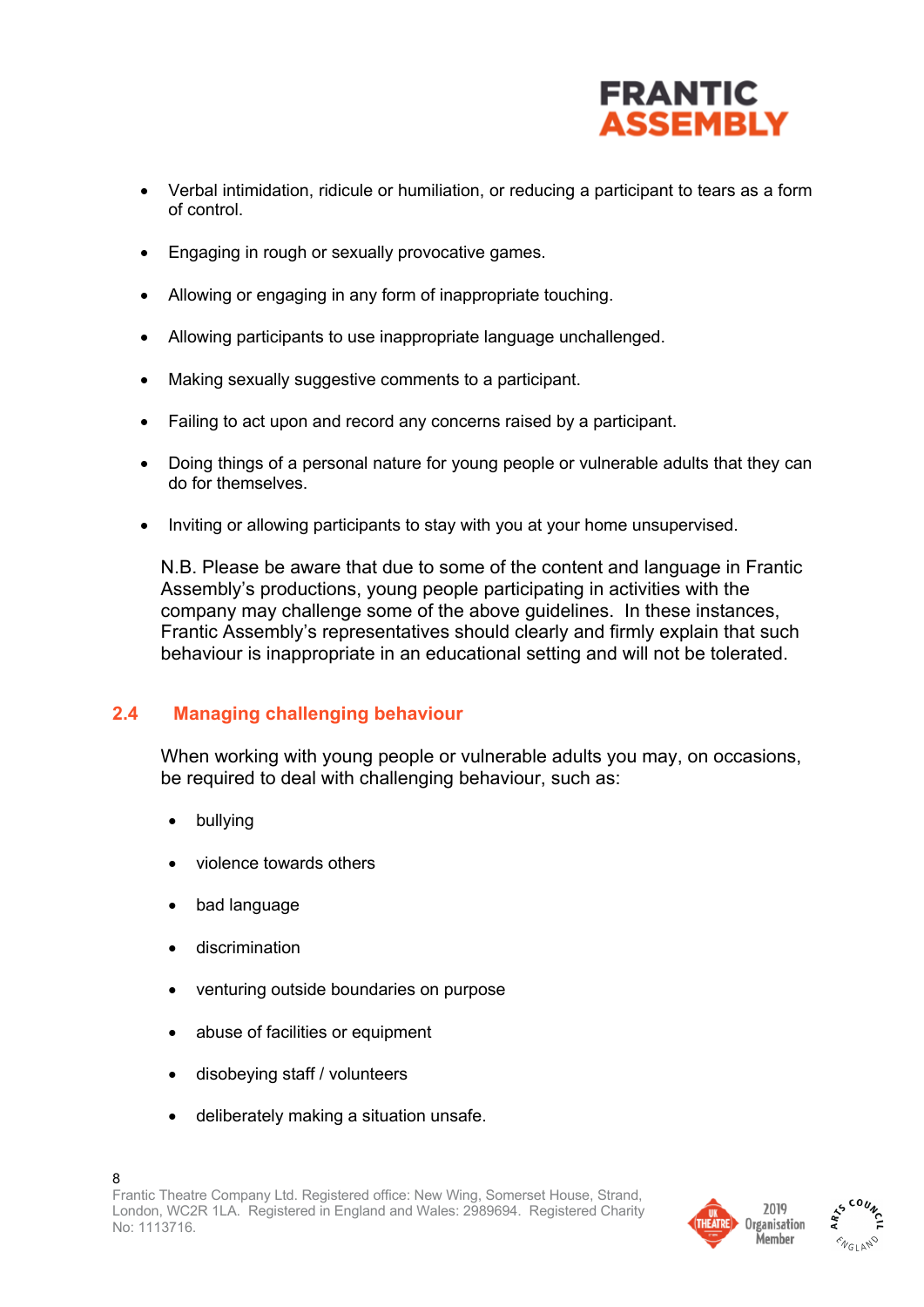- Verbal intimidation, ridicule or humiliation, or reducing a participant to tears as a form of control.
- Engaging in rough or sexually provocative games.
- Allowing or engaging in any form of inappropriate touching.
- Allowing participants to use inappropriate language unchallenged.
- Making sexually suggestive comments to a participant.
- Failing to act upon and record any concerns raised by a participant.
- Doing things of a personal nature for young people or vulnerable adults that they can do for themselves.
- Inviting or allowing participants to stay with you at your home unsupervised.

N.B. Please be aware that due to some of the content and language in Frantic Assembly's productions, young people participating in activities with the company may challenge some of the above guidelines. In these instances, Frantic Assembly's representatives should clearly and firmly explain that such behaviour is inappropriate in an educational setting and will not be tolerated.

## 2.4 Managing challenging behaviour

When working with young people or vulnerable adults you may, on occasions, be required to deal with challenging behaviour, such as:

- bullying
- violence towards others
- bad language
- discrimination
- venturing outside boundaries on purpose
- abuse of facilities or equipment
- disobeying staff / volunteers
- deliberately making a situation unsafe.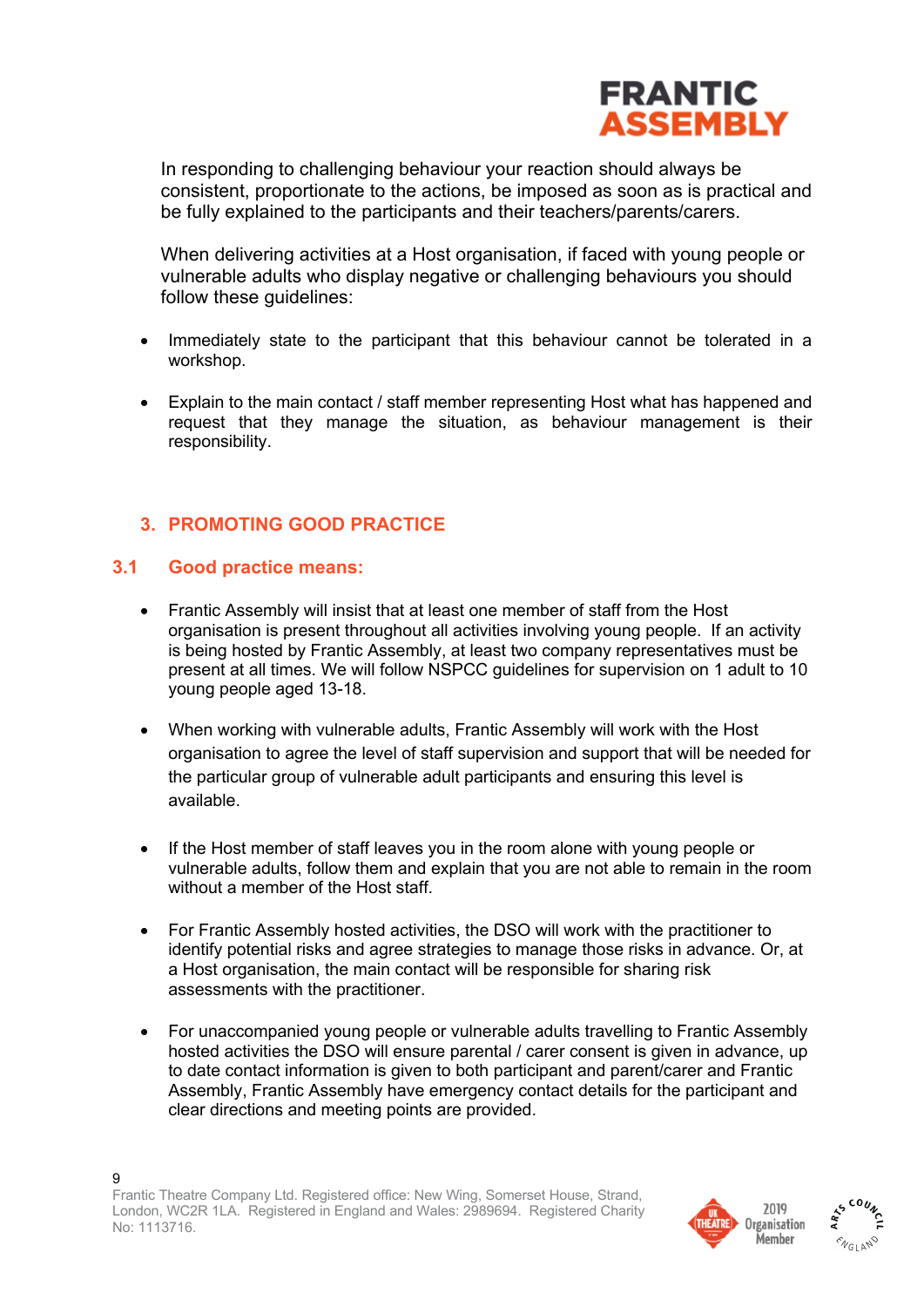In responding to challenging behaviour your reaction should always be consistent, proportionate to the actions, be imposed as soon as is practical and be fully explained to the participants and their teachers/parents/carers.

When delivering activities at a Host organisation, if faced with young people or vulnerable adults who display negative or challenging behaviours you should follow these guidelines:

- Immediately state to the participant that this behaviour cannot be tolerated in a workshop.
- Explain to the main contact / staff member representing Host what has happened and request that they manage the situation, as behaviour management is their responsibility.

## 3. PROMOTING GOOD PRACTICE

### 3.1 Good practice means:

- Frantic Assembly will insist that at least one member of staff from the Host organisation is present throughout all activities involving young people. If an activity is being hosted by Frantic Assembly, at least two company representatives must be present at all times. We will follow NSPCC guidelines for supervision on 1 adult to 10 young people aged 13-18.
- When working with vulnerable adults, Frantic Assembly will work with the Host organisation to agree the level of staff supervision and support that will be needed for the particular group of vulnerable adult participants and ensuring this level is available.
- If the Host member of staff leaves you in the room alone with young people or vulnerable adults, follow them and explain that you are not able to remain in the room without a member of the Host staff.
- For Frantic Assembly hosted activities, the DSO will work with the practitioner to identify potential risks and agree strategies to manage those risks in advance. Or, at a Host organisation, the main contact will be responsible for sharing risk assessments with the practitioner.
- For unaccompanied young people or vulnerable adults travelling to Frantic Assembly hosted activities the DSO will ensure parental / carer consent is given in advance, up to date contact information is given to both participant and parent/carer and Frantic Assembly, Frantic Assembly have emergency contact details for the participant and clear directions and meeting points are provided.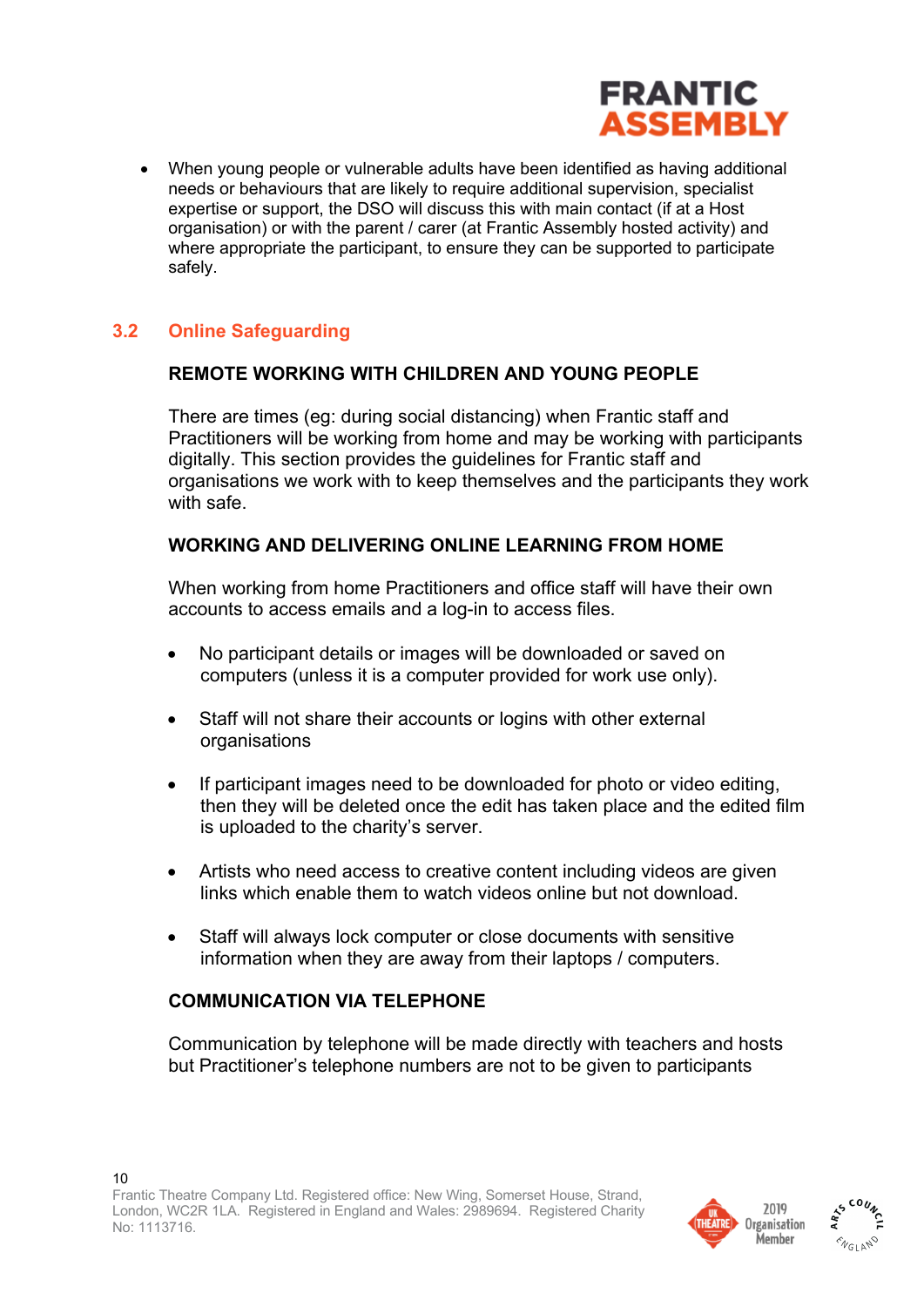- When young people or vulnerable adults have been identified as having additional needs or behaviours that are likely to require additional supervision, specialist expertise or support, the DSO will discuss this with main contact (if at a Host organisation) or with the parent / carer (at Frantic Assembly hosted activity) and where appropriate the participant, to ensure they can be supported to participate safely.

## 3.2 Online Safeguarding

**REMOTE WORKING WITH CHILDREN AND YOUNG PEOPLE**

There are times (eg: during social distancing) when Frantic staff and Practitioners will be working from home and may be working with participants digitally. This section provides the guidelines for Frantic staff and organisations we work with to keep themselves and the participants they work with safe.

**WORKING AND DELIVERING ONLINE LEARNING FROM HOME**

When working from home Practitioners and office staff will have their own accounts to access emails and a log-in to access files.

- No participant details or images will be downloaded or saved on computers (unless it is a computer provided for work use only).
- Staff will not share their accounts or logins with other external organisations
- If participant images need to be downloaded for photo or video editing, then they will be deleted once the edit has taken place and the edited film is uploaded to the charity's server.
- Artists who need access to creative content including videos are given links which enable them to watch videos online but not download.
- Staff will always lock computer or close documents with sensitive information when they are away from their laptops / computers.

**COMMUNICATION VIA TELEPHONE**

Communication by telephone will be made directly with teachers and hosts but Practitioner's telephone numbers are not to be given to participants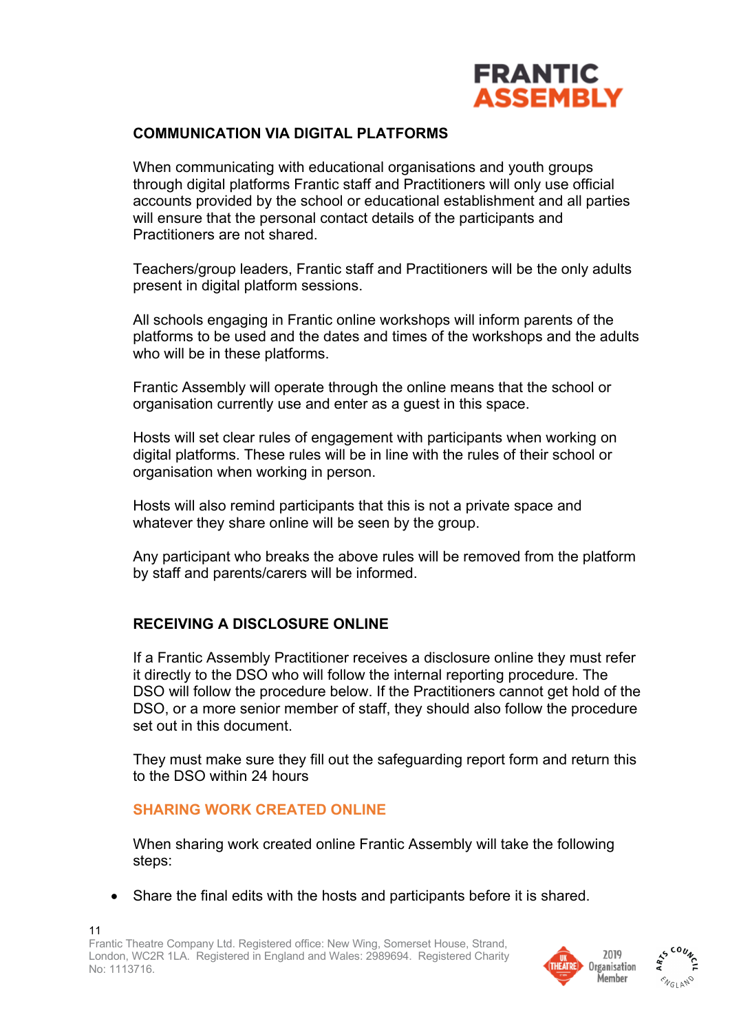## COMMUNICATION VIA DIGITAL PLATFORMS

When communicating with educational organisations and youth groups through digital platforms Frantic staff and Practitioners will only use official accounts provided by the school or educational establishment and all parties will ensure that the personal contact details of the participants and Practitioners are not shared.

Teachers/group leaders, Frantic staff and Practitioners will be the only adults present in digital platform sessions.

All schools engaging in Frantic online workshops will inform parents of the platforms to be used and the dates and times of the workshops and the adults who will be in these platforms.

Frantic Assembly will operate through the online means that the school or organisation currently use and enter as a guest in this space.

Hosts will set clear rules of engagement with participants when working on digital platforms. These rules will be in line with the rules of their school or organisation when working in person.

Hosts will also remind participants that this is not a private space and whatever they share online will be seen by the group.

Any participant who breaks the above rules will be removed from the platform by staff and parents/carers will be informed.

## RECEIVING A DISCLOSURE ONLINE

If a Frantic Assembly Practitioner receives a disclosure online they must refer it directly to the DSO who will follow the internal reporting procedure. The DSO will follow the procedure below. If the Practitioners cannot get hold of the DSO, or a more senior member of staff, they should also follow the procedure set out in this document.

They must make sure they fill out the safeguarding report form and return this to the DSO within 24 hours

### SHARING WORK CREATED ONLINE

When sharing work created online Frantic Assembly will take the following steps:

- Share the final edits with the hosts and participants before it is shared.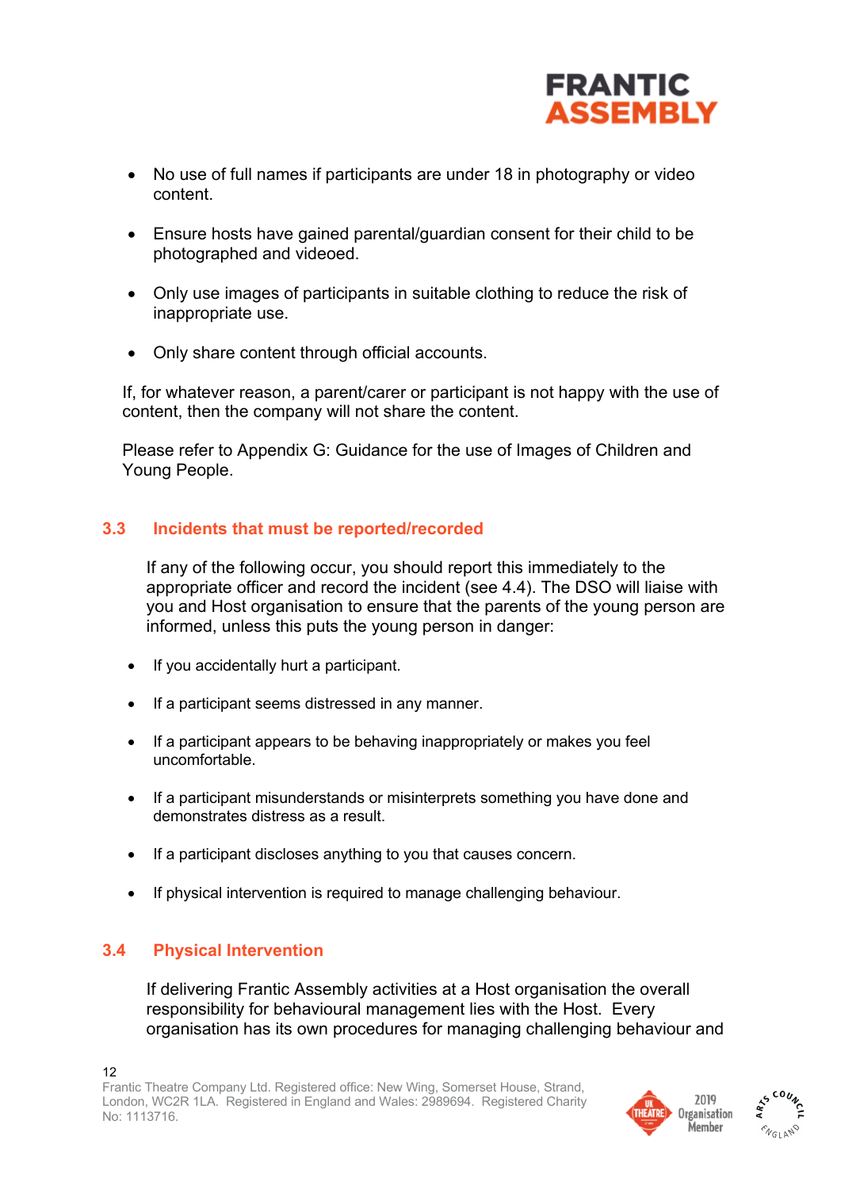- No use of full names if participants are under 18 in photography or video content.

- Ensure hosts have gained parental/guardian consent for their child to be photographed and videoed.

- Only use images of participants in suitable clothing to reduce the risk of inappropriate use.

- Only share content through official accounts.

If, for whatever reason, a parent/carer or participant is not happy with the use of content, then the company will not share the content.

Please refer to Appendix G: Guidance for the use of Images of Children and Young People.

### 3.3 Incidents that must be reported/recorded

If any of the following occur, you should report this immediately to the appropriate officer and record the incident (see 4.4). The DSO will liaise with you and Host organisation to ensure that the parents of the young person are informed, unless this puts the young person in danger:

- If you accidentally hurt a participant.

- If a participant seems distressed in any manner.

- If a participant appears to be behaving inappropriately or makes you feel uncomfortable.

- If a participant misunderstands or misinterprets something you have done and demonstrates distress as a result.

- If a participant discloses anything to you that causes concern.

- If physical intervention is required to manage challenging behaviour.

### 3.4 Physical Intervention

If delivering Frantic Assembly activities at a Host organisation the overall responsibility for behavioural management lies with the Host. Every organisation has its own procedures for managing challenging behaviour and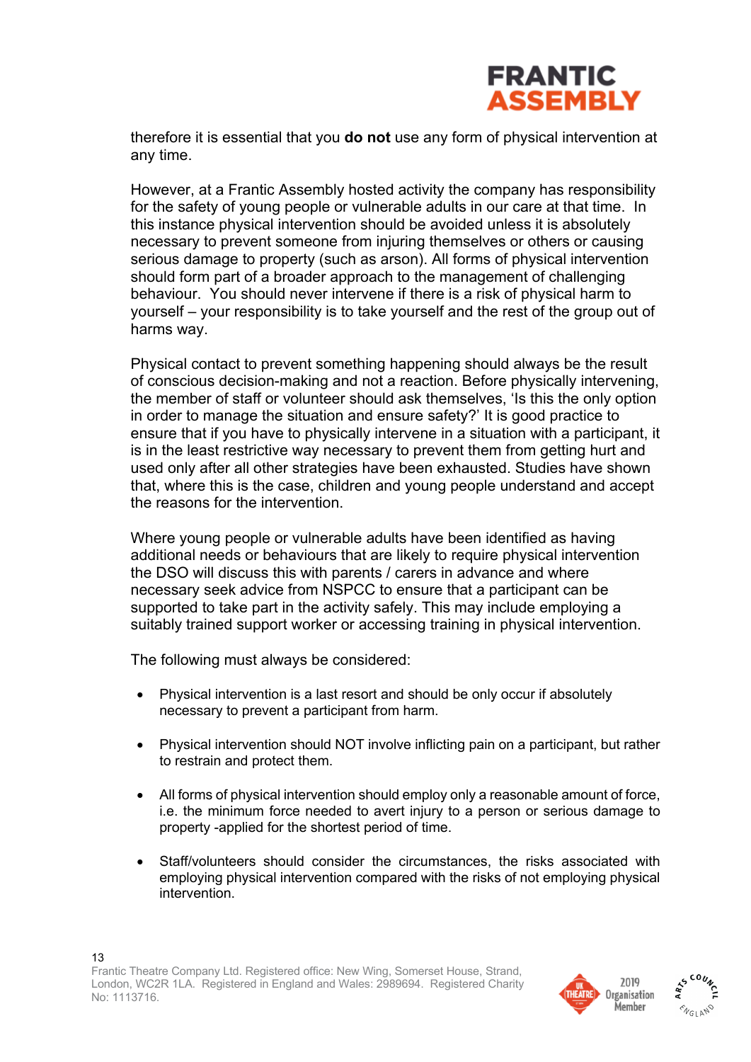therefore it is essential that you **do not** use any form of physical intervention at any time.

However, at a Frantic Assembly hosted activity the company has responsibility for the safety of young people or vulnerable adults in our care at that time. In this instance physical intervention should be avoided unless it is absolutely necessary to prevent someone from injuring themselves or others or causing serious damage to property (such as arson). All forms of physical intervention should form part of a broader approach to the management of challenging behaviour. You should never intervene if there is a risk of physical harm to yourself – your responsibility is to take yourself and the rest of the group out of harms way.

Physical contact to prevent something happening should always be the result of conscious decision-making and not a reaction. Before physically intervening, the member of staff or volunteer should ask themselves, 'Is this the only option in order to manage the situation and ensure safety?' It is good practice to ensure that if you have to physically intervene in a situation with a participant, it is in the least restrictive way necessary to prevent them from getting hurt and used only after all other strategies have been exhausted. Studies have shown that, where this is the case, children and young people understand and accept the reasons for the intervention.

Where young people or vulnerable adults have been identified as having additional needs or behaviours that are likely to require physical intervention the DSO will discuss this with parents / carers in advance and where necessary seek advice from NSPCC to ensure that a participant can be supported to take part in the activity safely. This may include employing a suitably trained support worker or accessing training in physical intervention.

The following must always be considered:

- Physical intervention is a last resort and should be only occur if absolutely necessary to prevent a participant from harm.
- Physical intervention should NOT involve inflicting pain on a participant, but rather to restrain and protect them.
- All forms of physical intervention should employ only a reasonable amount of force, i.e. the minimum force needed to avert injury to a person or serious damage to property -applied for the shortest period of time.
- Staff/volunteers should consider the circumstances, the risks associated with employing physical intervention compared with the risks of not employing physical intervention.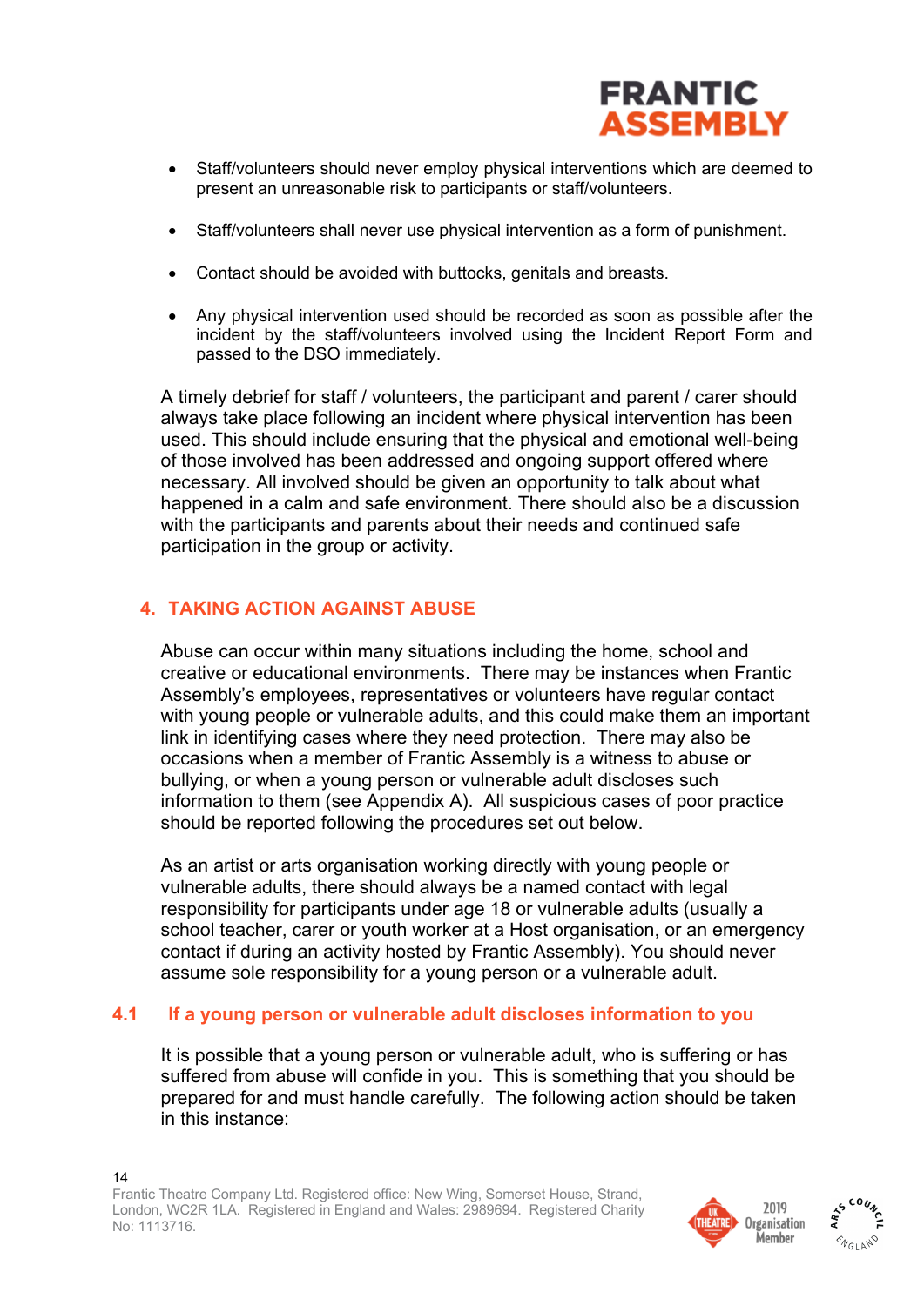- Staff/volunteers should never employ physical interventions which are deemed to present an unreasonable risk to participants or staff/volunteers.

- Staff/volunteers shall never use physical intervention as a form of punishment.

- Contact should be avoided with buttocks, genitals and breasts.

- Any physical intervention used should be recorded as soon as possible after the incident by the staff/volunteers involved using the Incident Report Form and passed to the DSO immediately.

A timely debrief for staff / volunteers, the participant and parent / carer should always take place following an incident where physical intervention has been used. This should include ensuring that the physical and emotional well-being of those involved has been addressed and ongoing support offered where necessary. All involved should be given an opportunity to talk about what happened in a calm and safe environment. There should also be a discussion with the participants and parents about their needs and continued safe participation in the group or activity.

## 4. TAKING ACTION AGAINST ABUSE

Abuse can occur within many situations including the home, school and creative or educational environments. There may be instances when Frantic Assembly's employees, representatives or volunteers have regular contact with young people or vulnerable adults, and this could make them an important link in identifying cases where they need protection. There may also be occasions when a member of Frantic Assembly is a witness to abuse or bullying, or when a young person or vulnerable adult discloses such information to them (see Appendix A). All suspicious cases of poor practice should be reported following the procedures set out below.

As an artist or arts organisation working directly with young people or vulnerable adults, there should always be a named contact with legal responsibility for participants under age 18 or vulnerable adults (usually a school teacher, carer or youth worker at a Host organisation, or an emergency contact if during an activity hosted by Frantic Assembly). You should never assume sole responsibility for a young person or a vulnerable adult.

### 4.1 If a young person or vulnerable adult discloses information to you

It is possible that a young person or vulnerable adult, who is suffering or has suffered from abuse will confide in you. This is something that you should be prepared for and must handle carefully. The following action should be taken in this instance: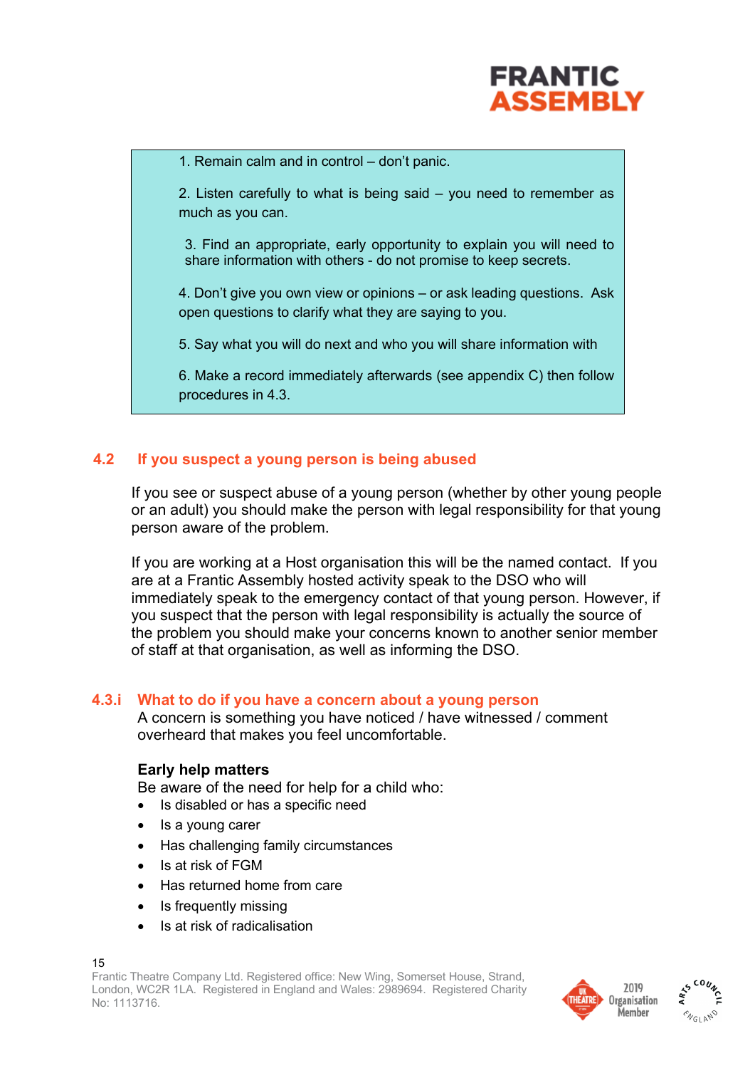1. Remain calm and in control – don't panic.

2. Listen carefully to what is being said – you need to remember as much as you can.

3. Find an appropriate, early opportunity to explain you will need to share information with others - do not promise to keep secrets.

4. Don't give you own view or opinions – or ask leading questions. Ask open questions to clarify what they are saying to you.

5. Say what you will do next and who you will share information with

6. Make a record immediately afterwards (see appendix C) then follow procedures in 4.3.

## 4.2 If you suspect a young person is being abused

If you see or suspect abuse of a young person (whether by other young people or an adult) you should make the person with legal responsibility for that young person aware of the problem.

If you are working at a Host organisation this will be the named contact. If you are at a Frantic Assembly hosted activity speak to the DSO who will immediately speak to the emergency contact of that young person. However, if you suspect that the person with legal responsibility is actually the source of the problem you should make your concerns known to another senior member of staff at that organisation, as well as informing the DSO.

## 4.3.i What to do if you have a concern about a young person

A concern is something you have noticed / have witnessed / comment overheard that makes you feel uncomfortable.

**Early help matters**

Be aware of the need for help for a child who:

- Is disabled or has a specific need
- Is a young carer
- Has challenging family circumstances
- Is at risk of FGM
- Has returned home from care
- Is frequently missing
- Is at risk of radicalisation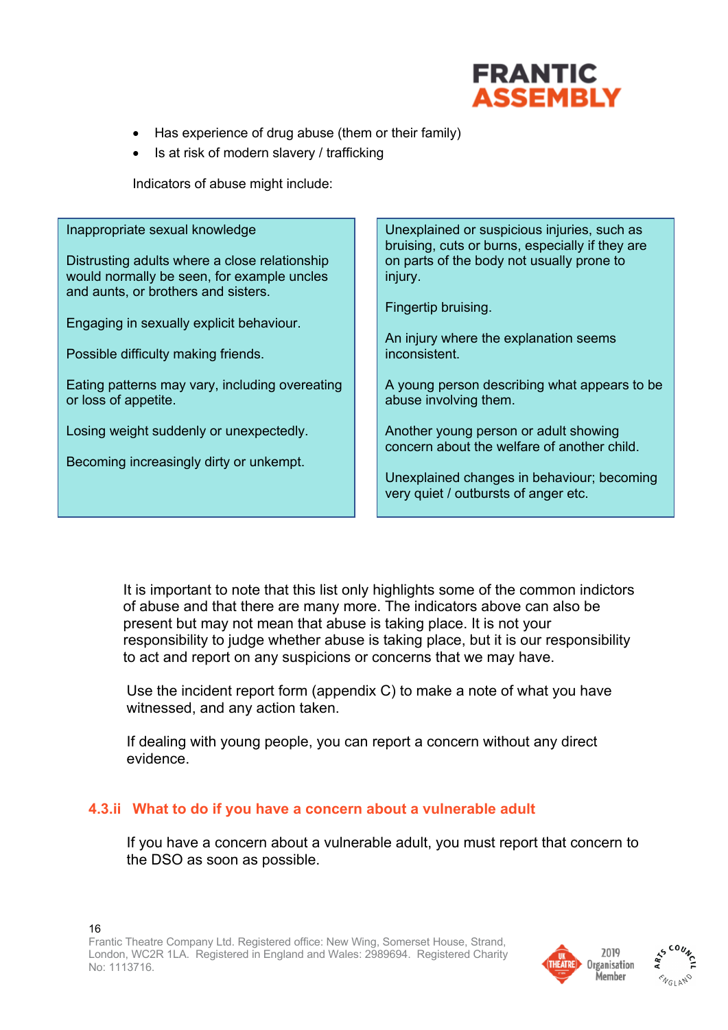- Has experience of drug abuse (them or their family)
- Is at risk of modern slavery / trafficking

Indicators of abuse might include:

| | |
|---|---|
| Inappropriate sexual knowledge<br><br>Distrusting adults where a close relationship would normally be seen, for example uncles and aunts, or brothers and sisters.<br><br>Engaging in sexually explicit behaviour.<br><br>Possible difficulty making friends.<br><br>Eating patterns may vary, including overeating or loss of appetite.<br><br>Losing weight suddenly or unexpectedly.<br><br>Becoming increasingly dirty or unkempt. | Unexplained or suspicious injuries, such as bruising, cuts or burns, especially if they are on parts of the body not usually prone to injury.<br><br>Fingertip bruising.<br><br>An injury where the explanation seems inconsistent.<br><br>A young person describing what appears to be abuse involving them.<br><br>Another young person or adult showing concern about the welfare of another child.<br><br>Unexplained changes in behaviour; becoming very quiet / outbursts of anger etc. |

It is important to note that this list only highlights some of the common indictors of abuse and that there are many more. The indicators above can also be present but may not mean that abuse is taking place. It is not your responsibility to judge whether abuse is taking place, but it is our responsibility to act and report on any suspicions or concerns that we may have.

Use the incident report form (appendix C) to make a note of what you have witnessed, and any action taken.

If dealing with young people, you can report a concern without any direct evidence.

### 4.3.ii What to do if you have a concern about a vulnerable adult

If you have a concern about a vulnerable adult, you must report that concern to the DSO as soon as possible.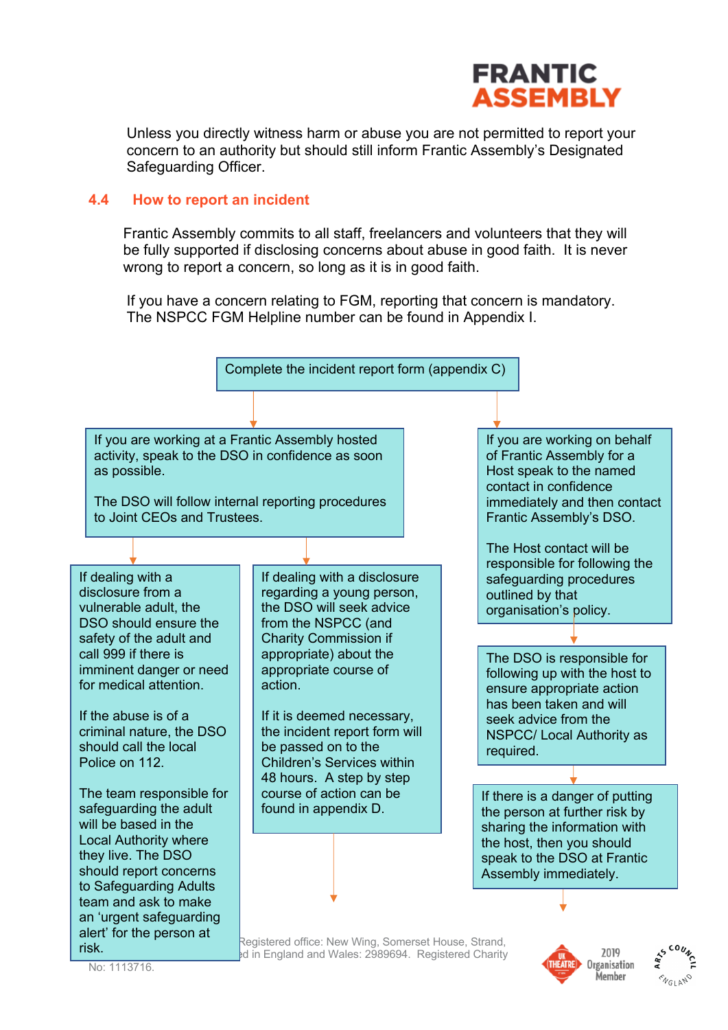Unless you directly witness harm or abuse you are not permitted to report your concern to an authority but should still inform Frantic Assembly's Designated Safeguarding Officer.

## 4.4 How to report an incident

Frantic Assembly commits to all staff, freelancers and volunteers that they will be fully supported if disclosing concerns about abuse in good faith. It is never wrong to report a concern, so long as it is in good faith.

If you have a concern relating to FGM, reporting that concern is mandatory. The NSPCC FGM Helpline number can be found in Appendix I.

Complete the incident report form (appendix C)

If you are working at a Frantic Assembly hosted activity, speak to the DSO in confidence as soon as possible.

The DSO will follow internal reporting procedures to Joint CEOs and Trustees.

If dealing with a disclosure from a vulnerable adult, the DSO should ensure the safety of the adult and call 999 if there is imminent danger or need for medical attention.

If the abuse is of a criminal nature, the DSO should call the local Police on 112.

The team responsible for safeguarding the adult will be based in the Local Authority where they live. The DSO should report concerns to Safeguarding Adults team and ask to make an 'urgent safeguarding alert' for the person at risk.

If dealing with a disclosure regarding a young person, the DSO will seek advice from the NSPCC (and Charity Commission if appropriate) about the appropriate course of action.

If it is deemed necessary, the incident report form will be passed on to the Children's Services within 48 hours. A step by step course of action can be found in appendix D.

If you are working on behalf of Frantic Assembly for a Host speak to the named contact in confidence immediately and then contact Frantic Assembly's DSO.

The Host contact will be responsible for following the safeguarding procedures outlined by that organisation's policy.

The DSO is responsible for following up with the host to ensure appropriate action has been taken and will seek advice from the NSPCC/ Local Authority as required.

If there is a danger of putting the person at further risk by sharing the information with the host, then you should speak to the DSO at Frantic Assembly immediately.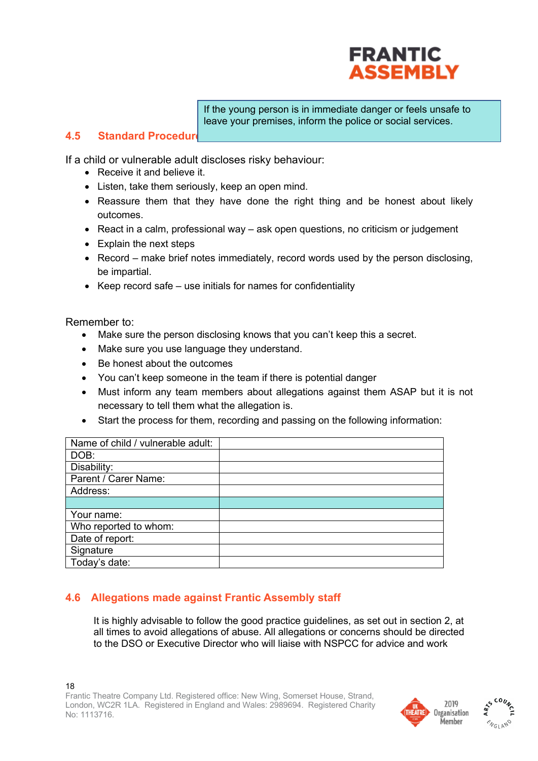If the young person is in immediate danger or feels unsafe to leave your premises, inform the police or social services.

## 4.5 Standard Procedure

If a child or vulnerable adult discloses risky behaviour:

- Receive it and believe it.
- Listen, take them seriously, keep an open mind.
- Reassure them that they have done the right thing and be honest about likely outcomes.
- React in a calm, professional way – ask open questions, no criticism or judgement
- Explain the next steps
- Record – make brief notes immediately, record words used by the person disclosing, be impartial.
- Keep record safe – use initials for names for confidentiality

Remember to:

- Make sure the person disclosing knows that you can't keep this a secret.
- Make sure you use language they understand.
- Be honest about the outcomes
- You can't keep someone in the team if there is potential danger
- Must inform any team members about allegations against them ASAP but it is not necessary to tell them what the allegation is.
- Start the process for them, recording and passing on the following information:

| Name of child / vulnerable adult: | |
|---|---|
| DOB: | |
| Disability: | |
| Parent / Carer Name: | |
| Address: | |
| | |
| Your name: | |
| Who reported to whom: | |
| Date of report: | |
| Signature | |
| Today's date: | |

## 4.6 Allegations made against Frantic Assembly staff

It is highly advisable to follow the good practice guidelines, as set out in section 2, at all times to avoid allegations of abuse. All allegations or concerns should be directed to the DSO or Executive Director who will liaise with NSPCC for advice and work

Frantic Theatre Company Ltd. Registered office: New Wing, Somerset House, Strand, London, WC2R 1LA. Registered in England and Wales: 2989694. Registered Charity No: 1113716.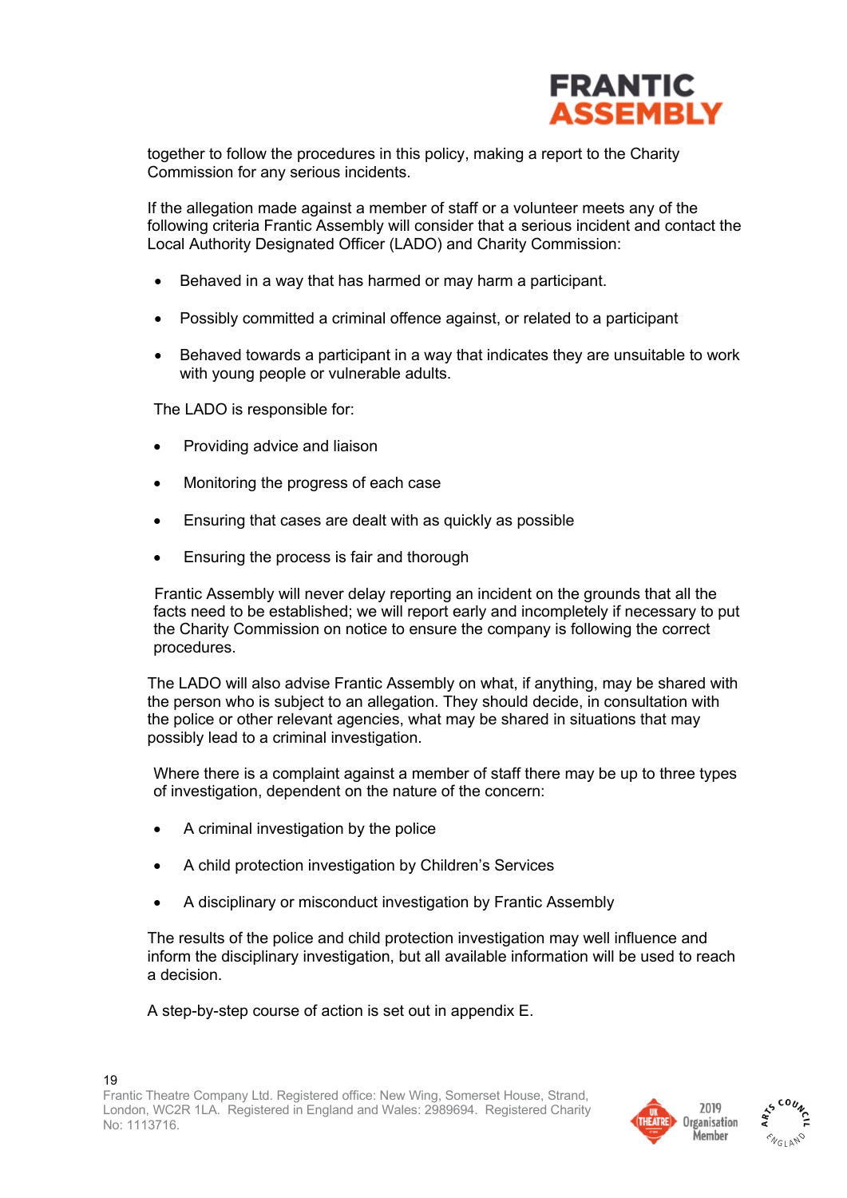together to follow the procedures in this policy, making a report to the Charity Commission for any serious incidents.

If the allegation made against a member of staff or a volunteer meets any of the following criteria Frantic Assembly will consider that a serious incident and contact the Local Authority Designated Officer (LADO) and Charity Commission:

- Behaved in a way that has harmed or may harm a participant.
- Possibly committed a criminal offence against, or related to a participant
- Behaved towards a participant in a way that indicates they are unsuitable to work with young people or vulnerable adults.

The LADO is responsible for:

- Providing advice and liaison
- Monitoring the progress of each case
- Ensuring that cases are dealt with as quickly as possible
- Ensuring the process is fair and thorough

Frantic Assembly will never delay reporting an incident on the grounds that all the facts need to be established; we will report early and incompletely if necessary to put the Charity Commission on notice to ensure the company is following the correct procedures.

The LADO will also advise Frantic Assembly on what, if anything, may be shared with the person who is subject to an allegation. They should decide, in consultation with the police or other relevant agencies, what may be shared in situations that may possibly lead to a criminal investigation.

Where there is a complaint against a member of staff there may be up to three types of investigation, dependent on the nature of the concern:

- A criminal investigation by the police
- A child protection investigation by Children's Services
- A disciplinary or misconduct investigation by Frantic Assembly

The results of the police and child protection investigation may well influence and inform the disciplinary investigation, but all available information will be used to reach a decision.

A step-by-step course of action is set out in appendix E.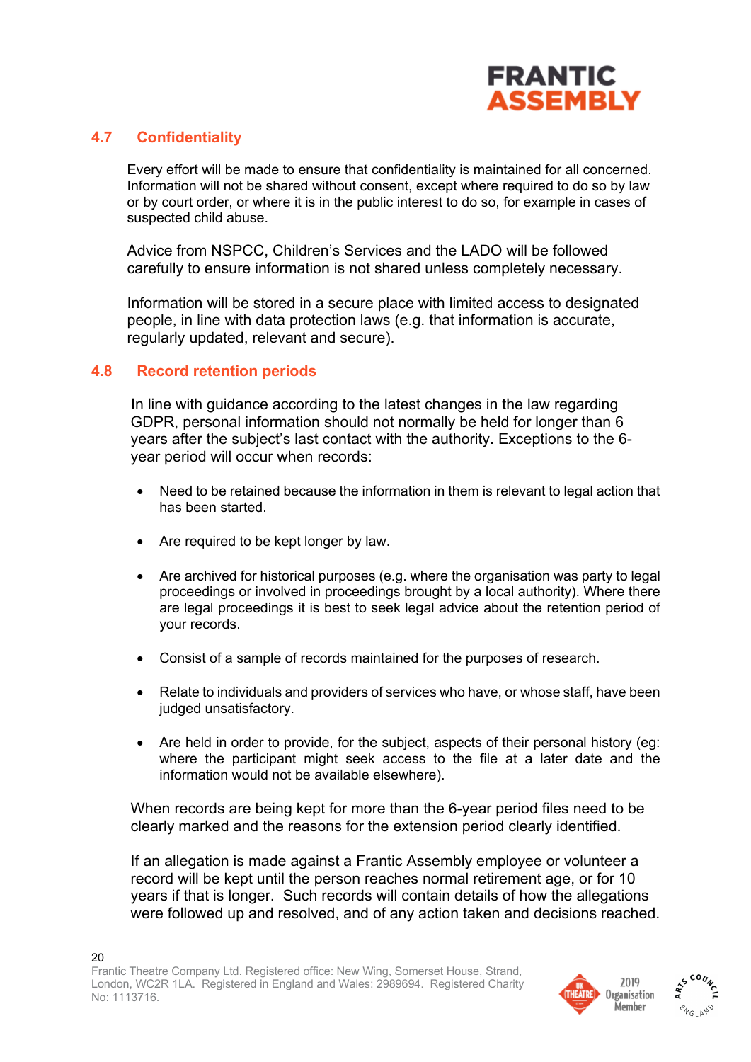## 4.7 Confidentiality

Every effort will be made to ensure that confidentiality is maintained for all concerned. Information will not be shared without consent, except where required to do so by law or by court order, or where it is in the public interest to do so, for example in cases of suspected child abuse.

Advice from NSPCC, Children's Services and the LADO will be followed carefully to ensure information is not shared unless completely necessary.

Information will be stored in a secure place with limited access to designated people, in line with data protection laws (e.g. that information is accurate, regularly updated, relevant and secure).

## 4.8 Record retention periods

In line with guidance according to the latest changes in the law regarding GDPR, personal information should not normally be held for longer than 6 years after the subject's last contact with the authority. Exceptions to the 6-year period will occur when records:

- Need to be retained because the information in them is relevant to legal action that has been started.
- Are required to be kept longer by law.
- Are archived for historical purposes (e.g. where the organisation was party to legal proceedings or involved in proceedings brought by a local authority). Where there are legal proceedings it is best to seek legal advice about the retention period of your records.
- Consist of a sample of records maintained for the purposes of research.
- Relate to individuals and providers of services who have, or whose staff, have been judged unsatisfactory.
- Are held in order to provide, for the subject, aspects of their personal history (eg: where the participant might seek access to the file at a later date and the information would not be available elsewhere).

When records are being kept for more than the 6-year period files need to be clearly marked and the reasons for the extension period clearly identified.

If an allegation is made against a Frantic Assembly employee or volunteer a record will be kept until the person reaches normal retirement age, or for 10 years if that is longer. Such records will contain details of how the allegations were followed up and resolved, and of any action taken and decisions reached.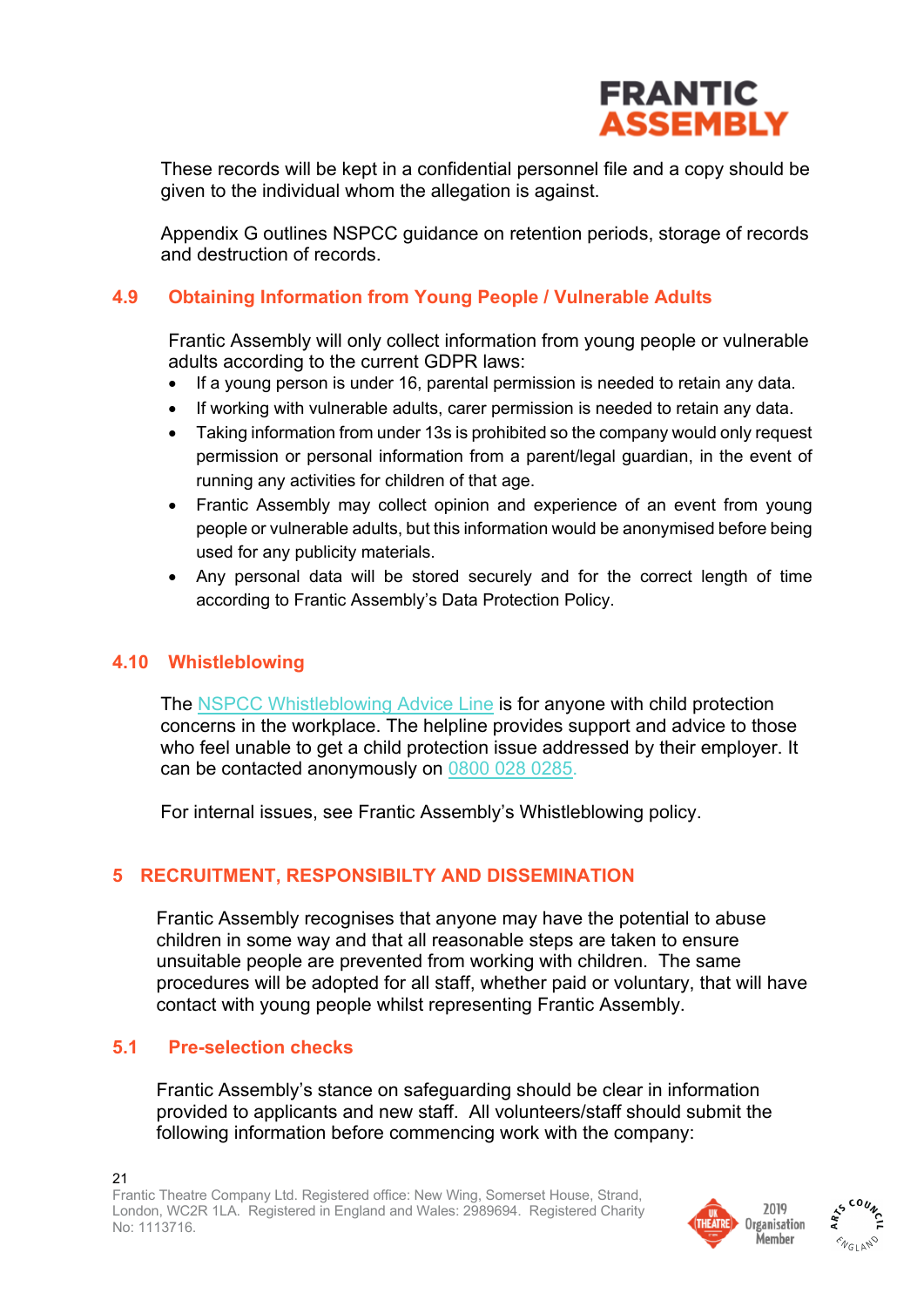These records will be kept in a confidential personnel file and a copy should be given to the individual whom the allegation is against.

Appendix G outlines NSPCC guidance on retention periods, storage of records and destruction of records.

### 4.9 Obtaining Information from Young People / Vulnerable Adults

Frantic Assembly will only collect information from young people or vulnerable adults according to the current GDPR laws:

- If a young person is under 16, parental permission is needed to retain any data.
- If working with vulnerable adults, carer permission is needed to retain any data.
- Taking information from under 13s is prohibited so the company would only request permission or personal information from a parent/legal guardian, in the event of running any activities for children of that age.
- Frantic Assembly may collect opinion and experience of an event from young people or vulnerable adults, but this information would be anonymised before being used for any publicity materials.
- Any personal data will be stored securely and for the correct length of time according to Frantic Assembly's Data Protection Policy.

### 4.10 Whistleblowing

The NSPCC Whistleblowing Advice Line is for anyone with child protection concerns in the workplace. The helpline provides support and advice to those who feel unable to get a child protection issue addressed by their employer. It can be contacted anonymously on 0800 028 0285.

For internal issues, see Frantic Assembly's Whistleblowing policy.

## 5 RECRUITMENT, RESPONSIBILTY AND DISSEMINATION

Frantic Assembly recognises that anyone may have the potential to abuse children in some way and that all reasonable steps are taken to ensure unsuitable people are prevented from working with children. The same procedures will be adopted for all staff, whether paid or voluntary, that will have contact with young people whilst representing Frantic Assembly.

### 5.1 Pre-selection checks

Frantic Assembly's stance on safeguarding should be clear in information provided to applicants and new staff. All volunteers/staff should submit the following information before commencing work with the company: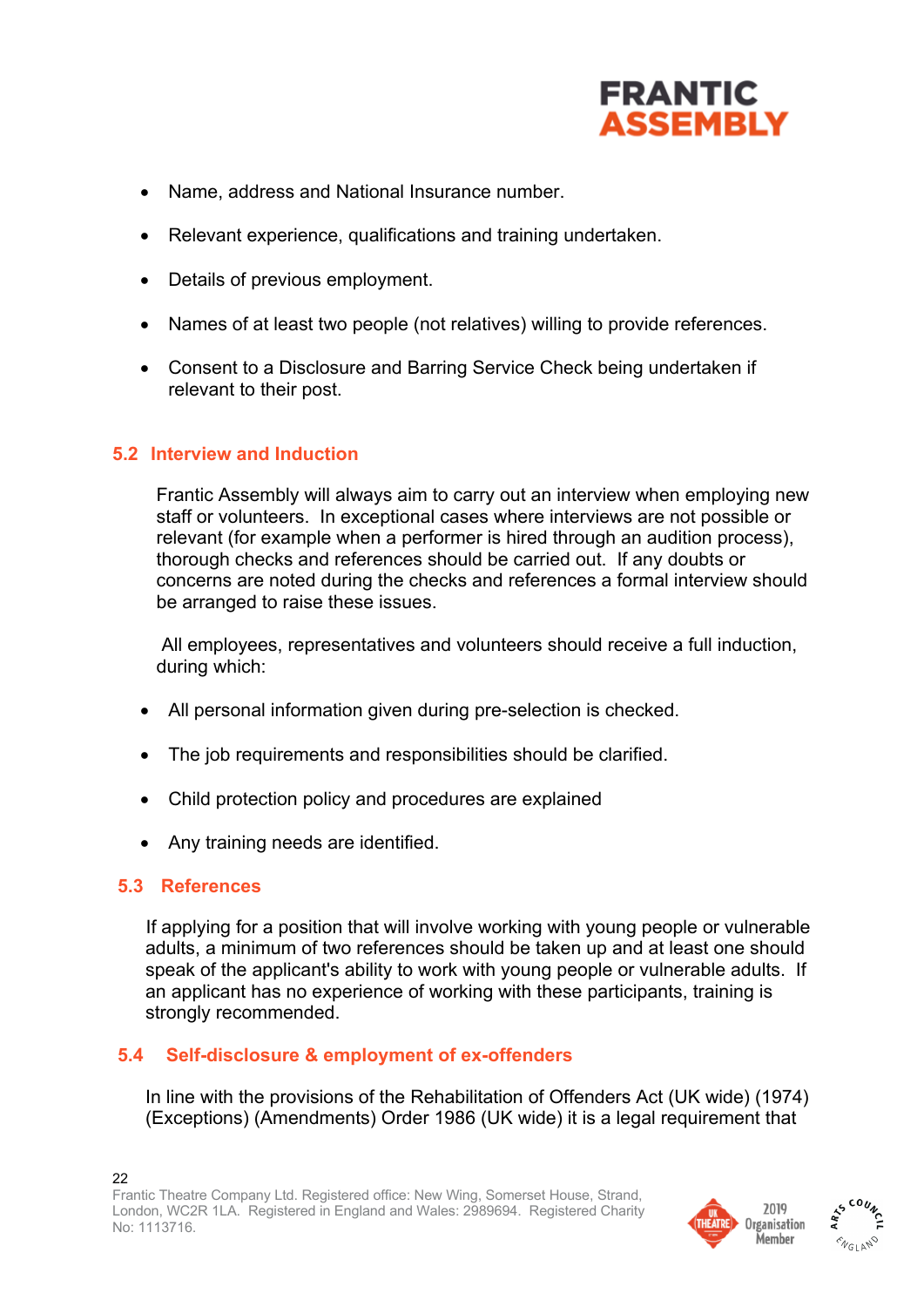- Name, address and National Insurance number.
- Relevant experience, qualifications and training undertaken.
- Details of previous employment.
- Names of at least two people (not relatives) willing to provide references.
- Consent to a Disclosure and Barring Service Check being undertaken if relevant to their post.

## 5.2 Interview and Induction

Frantic Assembly will always aim to carry out an interview when employing new staff or volunteers. In exceptional cases where interviews are not possible or relevant (for example when a performer is hired through an audition process), thorough checks and references should be carried out. If any doubts or concerns are noted during the checks and references a formal interview should be arranged to raise these issues.

All employees, representatives and volunteers should receive a full induction, during which:

- All personal information given during pre-selection is checked.
- The job requirements and responsibilities should be clarified.
- Child protection policy and procedures are explained
- Any training needs are identified.

## 5.3 References

If applying for a position that will involve working with young people or vulnerable adults, a minimum of two references should be taken up and at least one should speak of the applicant's ability to work with young people or vulnerable adults. If an applicant has no experience of working with these participants, training is strongly recommended.

## 5.4 Self-disclosure & employment of ex-offenders

In line with the provisions of the Rehabilitation of Offenders Act (UK wide) (1974) (Exceptions) (Amendments) Order 1986 (UK wide) it is a legal requirement that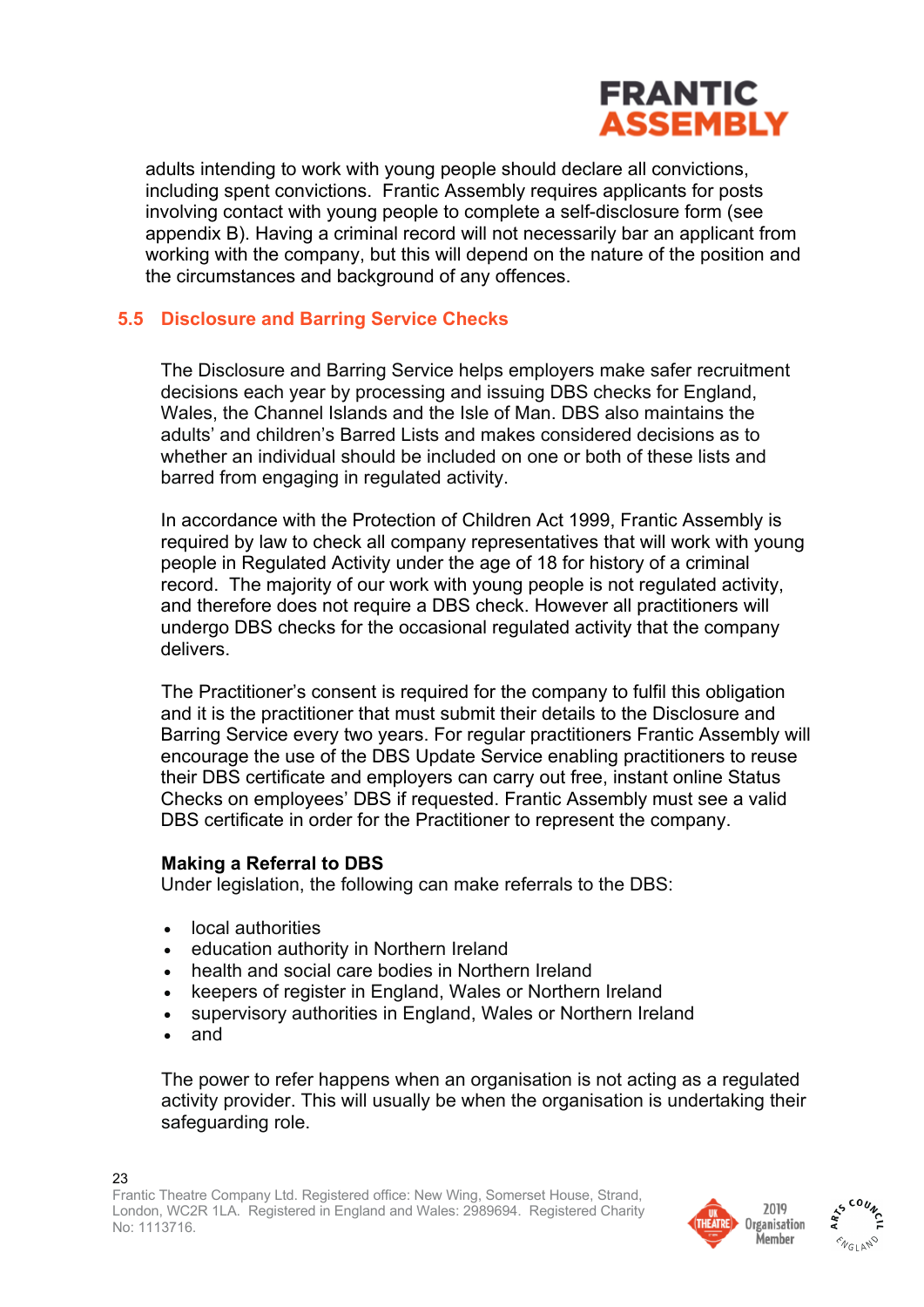adults intending to work with young people should declare all convictions, including spent convictions. Frantic Assembly requires applicants for posts involving contact with young people to complete a self-disclosure form (see appendix B). Having a criminal record will not necessarily bar an applicant from working with the company, but this will depend on the nature of the position and the circumstances and background of any offences.

## 5.5 Disclosure and Barring Service Checks

The Disclosure and Barring Service helps employers make safer recruitment decisions each year by processing and issuing DBS checks for England, Wales, the Channel Islands and the Isle of Man. DBS also maintains the adults' and children's Barred Lists and makes considered decisions as to whether an individual should be included on one or both of these lists and barred from engaging in regulated activity.

In accordance with the Protection of Children Act 1999, Frantic Assembly is required by law to check all company representatives that will work with young people in Regulated Activity under the age of 18 for history of a criminal record. The majority of our work with young people is not regulated activity, and therefore does not require a DBS check. However all practitioners will undergo DBS checks for the occasional regulated activity that the company delivers.

The Practitioner's consent is required for the company to fulfil this obligation and it is the practitioner that must submit their details to the Disclosure and Barring Service every two years. For regular practitioners Frantic Assembly will encourage the use of the DBS Update Service enabling practitioners to reuse their DBS certificate and employers can carry out free, instant online Status Checks on employees' DBS if requested. Frantic Assembly must see a valid DBS certificate in order for the Practitioner to represent the company.

**Making a Referral to DBS**
Under legislation, the following can make referrals to the DBS:

- local authorities
- education authority in Northern Ireland
- health and social care bodies in Northern Ireland
- keepers of register in England, Wales or Northern Ireland
- supervisory authorities in England, Wales or Northern Ireland
- and

The power to refer happens when an organisation is not acting as a regulated activity provider. This will usually be when the organisation is undertaking their safeguarding role.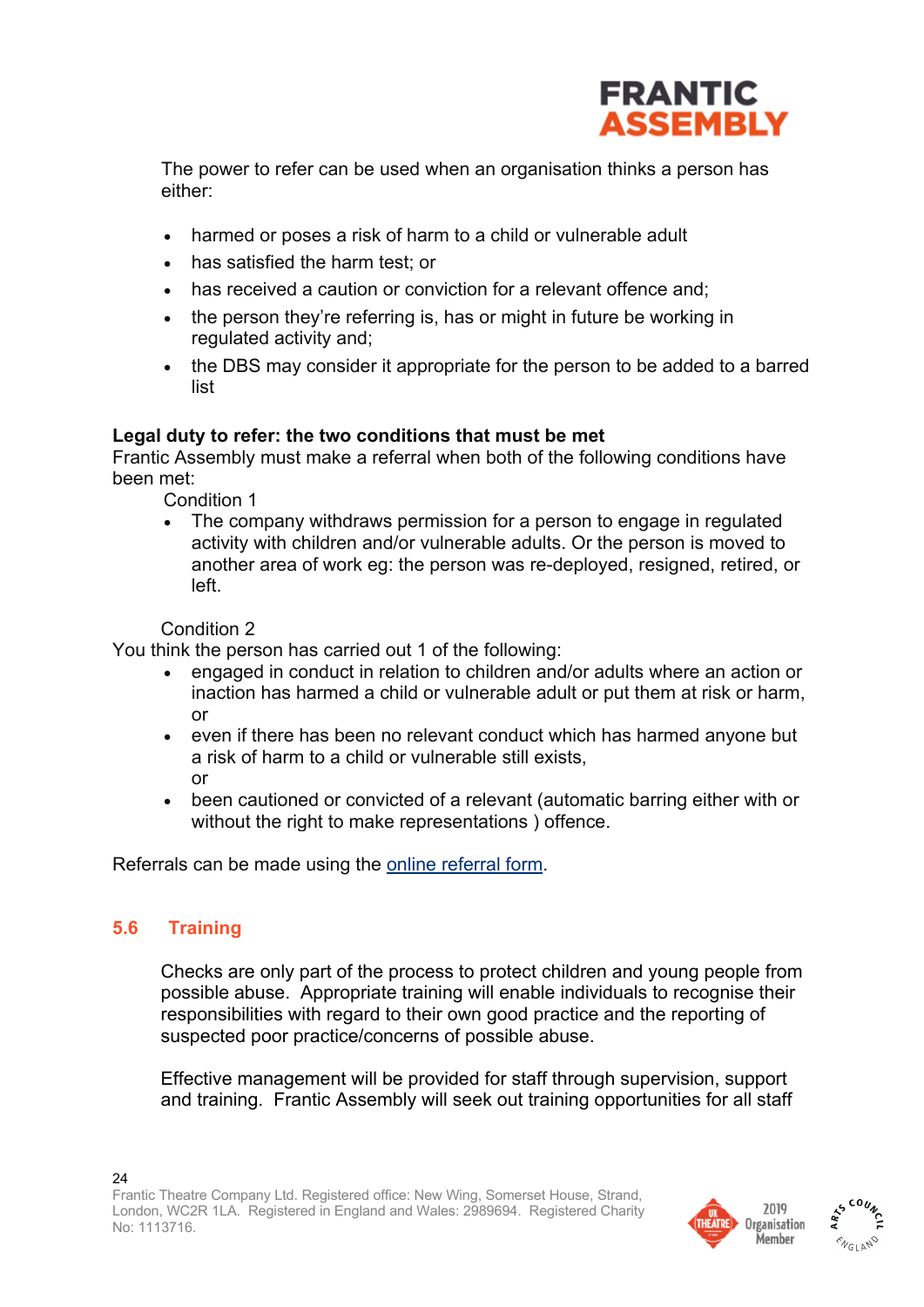The power to refer can be used when an organisation thinks a person has either:

- harmed or poses a risk of harm to a child or vulnerable adult
- has satisfied the harm test; or
- has received a caution or conviction for a relevant offence and;
- the person they're referring is, has or might in future be working in regulated activity and;
- the DBS may consider it appropriate for the person to be added to a barred list

**Legal duty to refer: the two conditions that must be met**
Frantic Assembly must make a referral when both of the following conditions have been met:

Condition 1

- The company withdraws permission for a person to engage in regulated activity with children and/or vulnerable adults. Or the person is moved to another area of work eg: the person was re-deployed, resigned, retired, or left.

Condition 2

You think the person has carried out 1 of the following:

- engaged in conduct in relation to children and/or adults where an action or inaction has harmed a child or vulnerable adult or put them at risk or harm, or
- even if there has been no relevant conduct which has harmed anyone but a risk of harm to a child or vulnerable still exists,
  or
- been cautioned or convicted of a relevant (automatic barring either with or without the right to make representations ) offence.

Referrals can be made using the online referral form.

## 5.6 Training

Checks are only part of the process to protect children and young people from possible abuse. Appropriate training will enable individuals to recognise their responsibilities with regard to their own good practice and the reporting of suspected poor practice/concerns of possible abuse.

Effective management will be provided for staff through supervision, support and training. Frantic Assembly will seek out training opportunities for all staff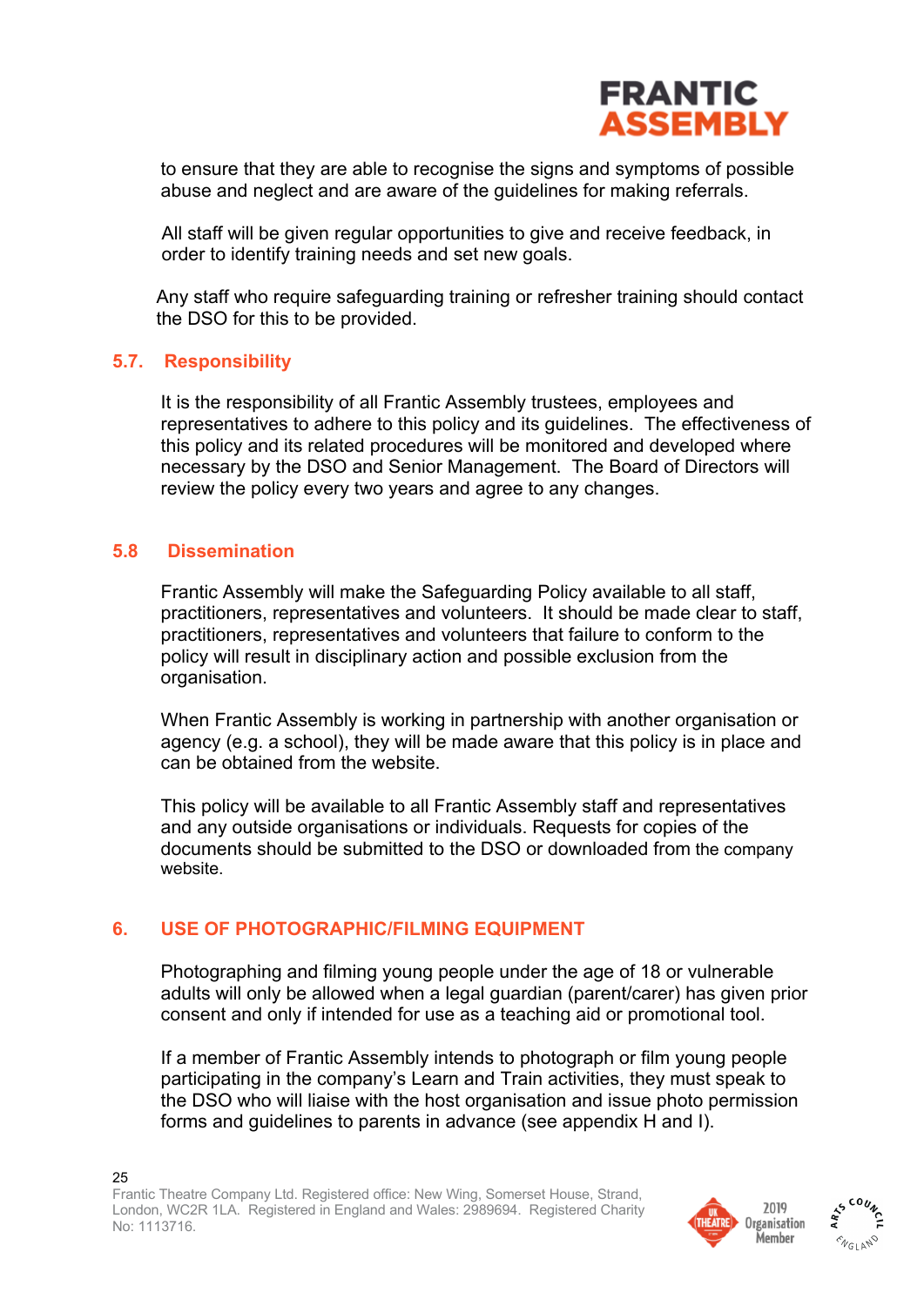to ensure that they are able to recognise the signs and symptoms of possible abuse and neglect and are aware of the guidelines for making referrals.

All staff will be given regular opportunities to give and receive feedback, in order to identify training needs and set new goals.

Any staff who require safeguarding training or refresher training should contact the DSO for this to be provided.

### 5.7. Responsibility

It is the responsibility of all Frantic Assembly trustees, employees and representatives to adhere to this policy and its guidelines. The effectiveness of this policy and its related procedures will be monitored and developed where necessary by the DSO and Senior Management. The Board of Directors will review the policy every two years and agree to any changes.

### 5.8 Dissemination

Frantic Assembly will make the Safeguarding Policy available to all staff, practitioners, representatives and volunteers. It should be made clear to staff, practitioners, representatives and volunteers that failure to conform to the policy will result in disciplinary action and possible exclusion from the organisation.

When Frantic Assembly is working in partnership with another organisation or agency (e.g. a school), they will be made aware that this policy is in place and can be obtained from the website.

This policy will be available to all Frantic Assembly staff and representatives and any outside organisations or individuals. Requests for copies of the documents should be submitted to the DSO or downloaded from the company website.

## 6. USE OF PHOTOGRAPHIC/FILMING EQUIPMENT

Photographing and filming young people under the age of 18 or vulnerable adults will only be allowed when a legal guardian (parent/carer) has given prior consent and only if intended for use as a teaching aid or promotional tool.

If a member of Frantic Assembly intends to photograph or film young people participating in the company's Learn and Train activities, they must speak to the DSO who will liaise with the host organisation and issue photo permission forms and guidelines to parents in advance (see appendix H and I).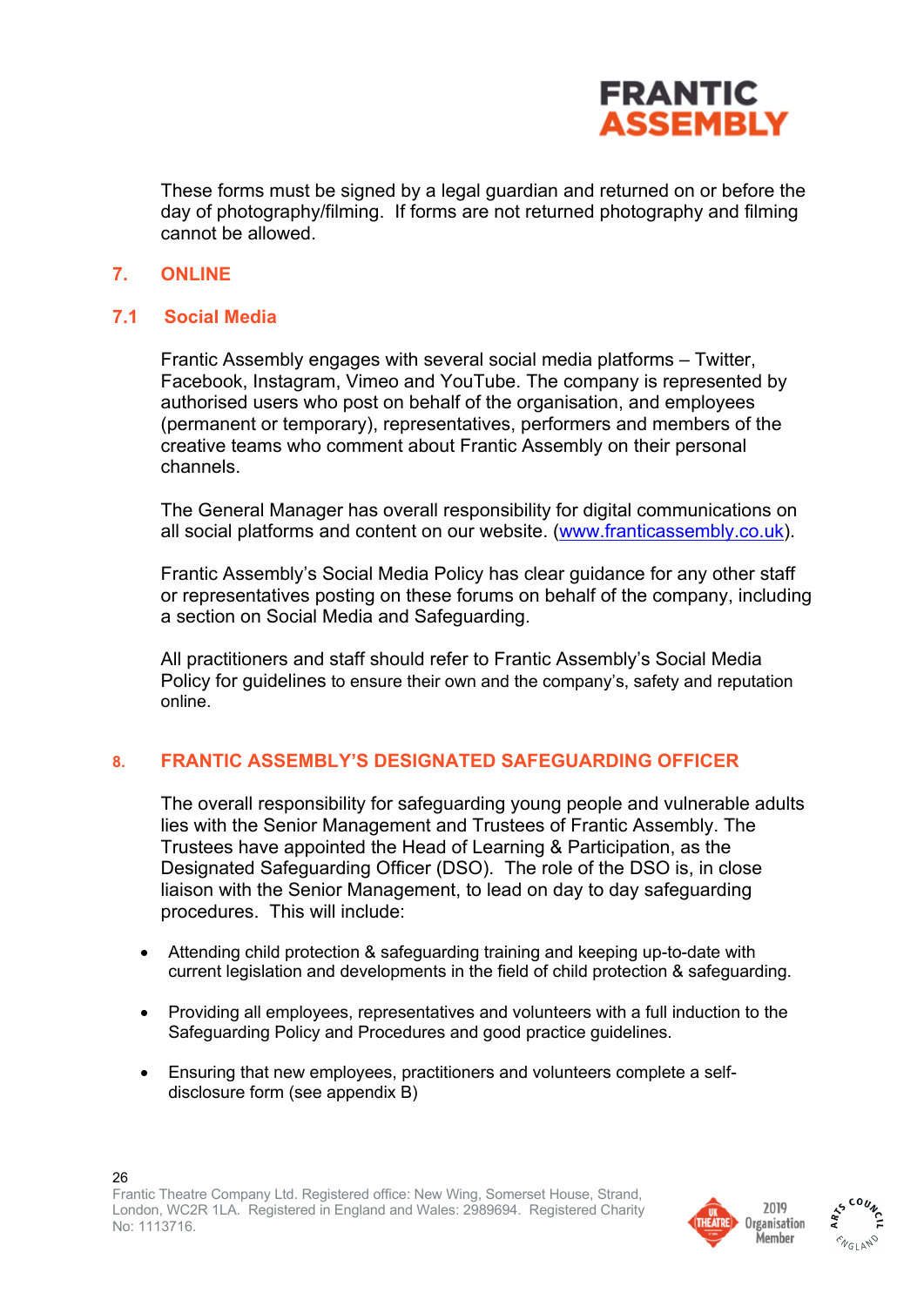These forms must be signed by a legal guardian and returned on or before the day of photography/filming. If forms are not returned photography and filming cannot be allowed.

## 7. ONLINE

### 7.1 Social Media

Frantic Assembly engages with several social media platforms – Twitter, Facebook, Instagram, Vimeo and YouTube. The company is represented by authorised users who post on behalf of the organisation, and employees (permanent or temporary), representatives, performers and members of the creative teams who comment about Frantic Assembly on their personal channels.

The General Manager has overall responsibility for digital communications on all social platforms and content on our website. (www.franticassembly.co.uk).

Frantic Assembly's Social Media Policy has clear guidance for any other staff or representatives posting on these forums on behalf of the company, including a section on Social Media and Safeguarding.

All practitioners and staff should refer to Frantic Assembly's Social Media Policy for guidelines to ensure their own and the company's, safety and reputation online.

## 8. FRANTIC ASSEMBLY'S DESIGNATED SAFEGUARDING OFFICER

The overall responsibility for safeguarding young people and vulnerable adults lies with the Senior Management and Trustees of Frantic Assembly. The Trustees have appointed the Head of Learning & Participation, as the Designated Safeguarding Officer (DSO). The role of the DSO is, in close liaison with the Senior Management, to lead on day to day safeguarding procedures. This will include:

- Attending child protection & safeguarding training and keeping up-to-date with current legislation and developments in the field of child protection & safeguarding.
- Providing all employees, representatives and volunteers with a full induction to the Safeguarding Policy and Procedures and good practice guidelines.
- Ensuring that new employees, practitioners and volunteers complete a self-disclosure form (see appendix B)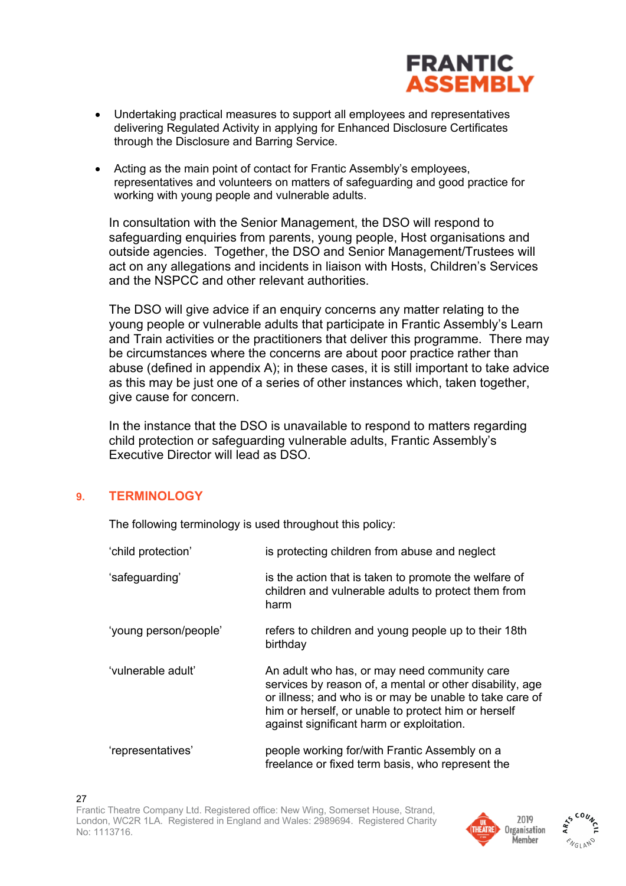- Undertaking practical measures to support all employees and representatives delivering Regulated Activity in applying for Enhanced Disclosure Certificates through the Disclosure and Barring Service.
- Acting as the main point of contact for Frantic Assembly's employees, representatives and volunteers on matters of safeguarding and good practice for working with young people and vulnerable adults.

In consultation with the Senior Management, the DSO will respond to safeguarding enquiries from parents, young people, Host organisations and outside agencies. Together, the DSO and Senior Management/Trustees will act on any allegations and incidents in liaison with Hosts, Children's Services and the NSPCC and other relevant authorities.

The DSO will give advice if an enquiry concerns any matter relating to the young people or vulnerable adults that participate in Frantic Assembly's Learn and Train activities or the practitioners that deliver this programme. There may be circumstances where the concerns are about poor practice rather than abuse (defined in appendix A); in these cases, it is still important to take advice as this may be just one of a series of other instances which, taken together, give cause for concern.

In the instance that the DSO is unavailable to respond to matters regarding child protection or safeguarding vulnerable adults, Frantic Assembly's Executive Director will lead as DSO.

## 9. TERMINOLOGY

The following terminology is used throughout this policy:

| Term | Definition |
|---|---|
| 'child protection' | is protecting children from abuse and neglect |
| 'safeguarding' | is the action that is taken to promote the welfare of children and vulnerable adults to protect them from harm |
| 'young person/people' | refers to children and young people up to their 18th birthday |
| 'vulnerable adult' | An adult who has, or may need community care services by reason of, a mental or other disability, age or illness; and who is or may be unable to take care of him or herself, or unable to protect him or herself against significant harm or exploitation. |
| 'representatives' | people working for/with Frantic Assembly on a freelance or fixed term basis, who represent the |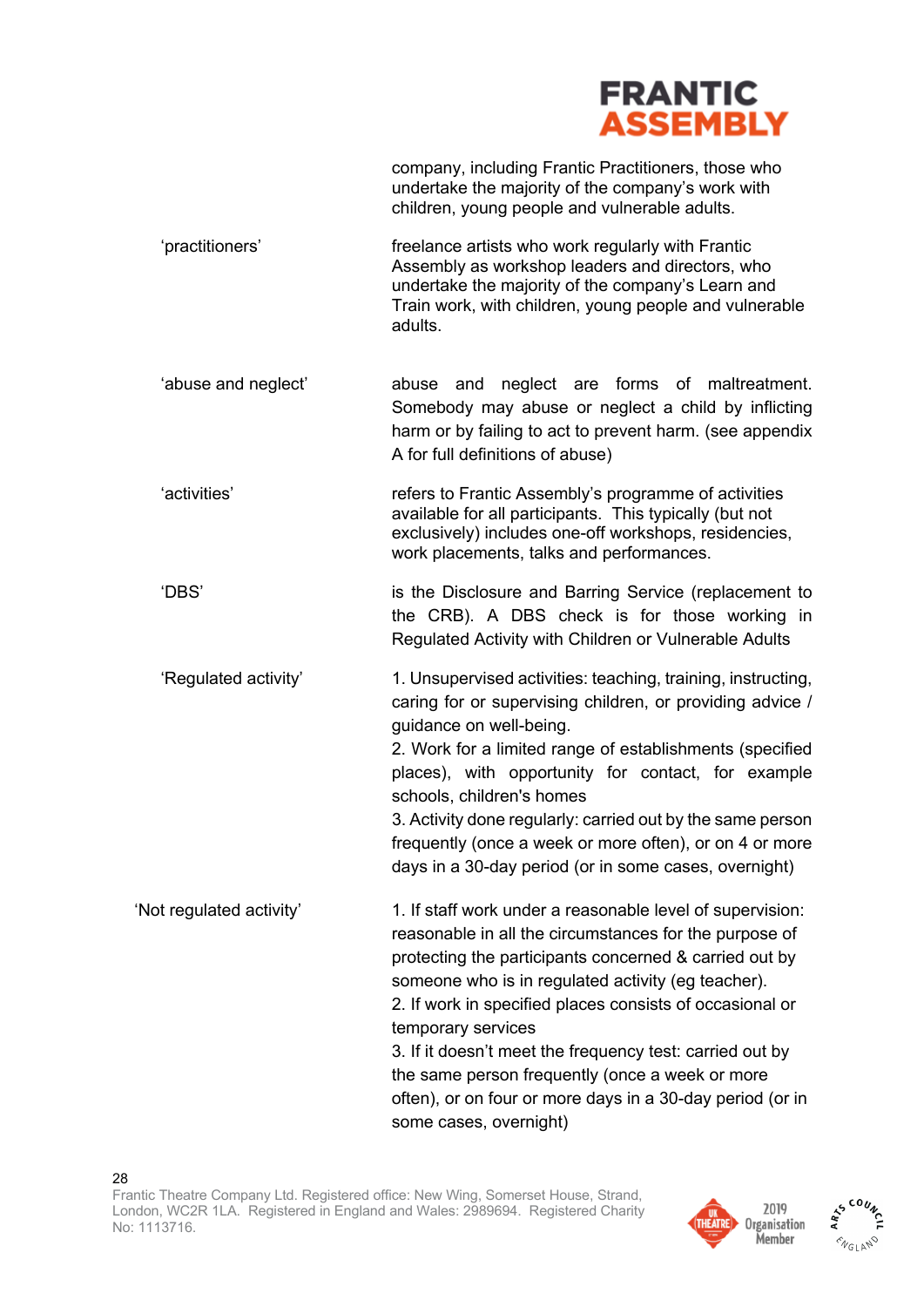| | company, including Frantic Practitioners, those who undertake the majority of the company's work with children, young people and vulnerable adults. |
|---|---|
| 'practitioners' | freelance artists who work regularly with Frantic Assembly as workshop leaders and directors, who undertake the majority of the company's Learn and Train work, with children, young people and vulnerable adults. |
| 'abuse and neglect' | abuse and neglect are forms of maltreatment. Somebody may abuse or neglect a child by inflicting harm or by failing to act to prevent harm. (see appendix A for full definitions of abuse) |
| 'activities' | refers to Frantic Assembly's programme of activities available for all participants. This typically (but not exclusively) includes one-off workshops, residencies, work placements, talks and performances. |
| 'DBS' | is the Disclosure and Barring Service (replacement to the CRB). A DBS check is for those working in Regulated Activity with Children or Vulnerable Adults |
| 'Regulated activity' | 1. Unsupervised activities: teaching, training, instructing, caring for or supervising children, or providing advice / guidance on well-being.<br>2. Work for a limited range of establishments (specified places), with opportunity for contact, for example schools, children's homes<br>3. Activity done regularly: carried out by the same person frequently (once a week or more often), or on 4 or more days in a 30-day period (or in some cases, overnight) |
| 'Not regulated activity' | 1. If staff work under a reasonable level of supervision: reasonable in all the circumstances for the purpose of protecting the participants concerned & carried out by someone who is in regulated activity (eg teacher).<br>2. If work in specified places consists of occasional or temporary services<br>3. If it doesn't meet the frequency test: carried out by the same person frequently (once a week or more often), or on four or more days in a 30-day period (or in some cases, overnight) |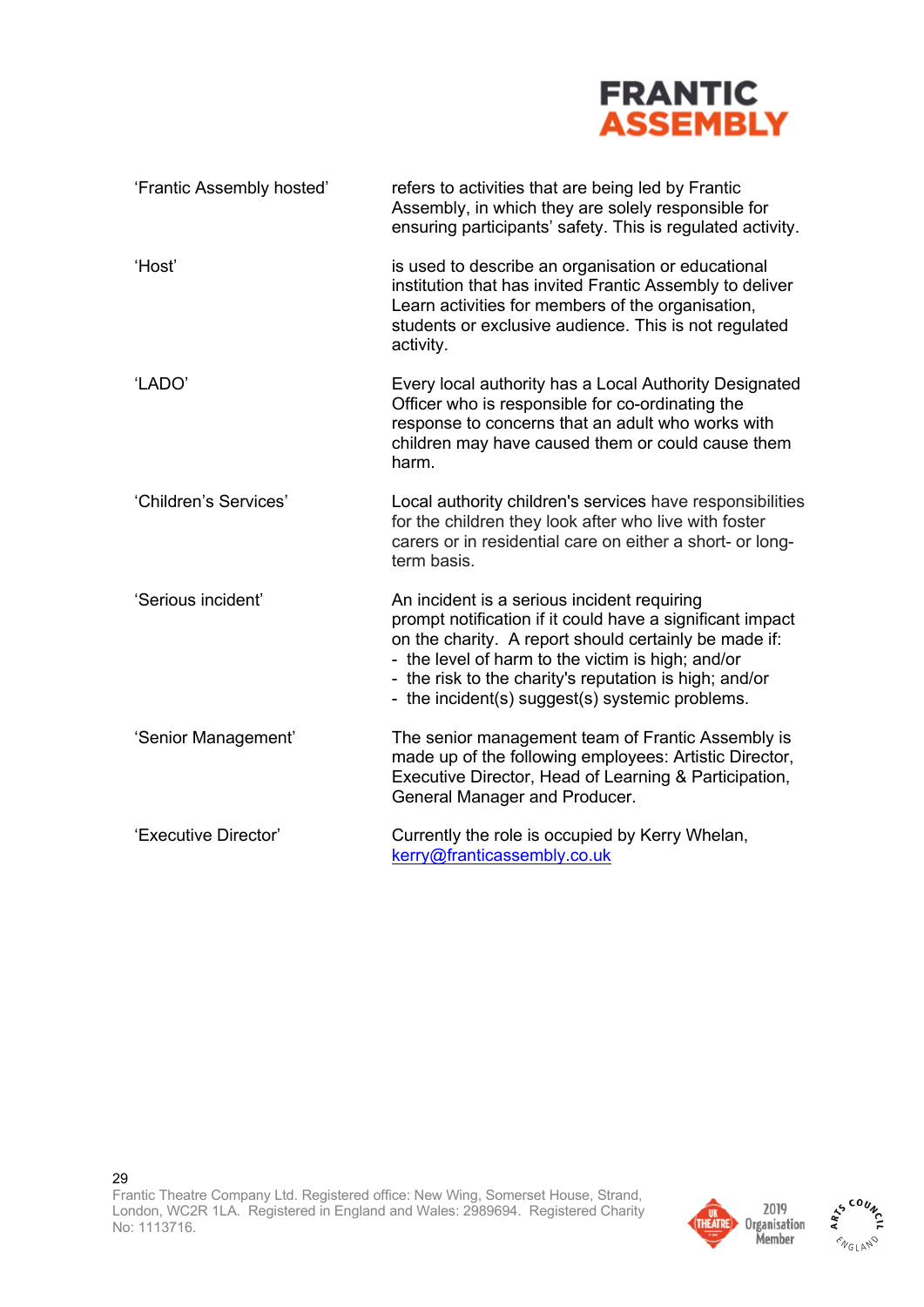| | |
|---|---|
| 'Frantic Assembly hosted' | refers to activities that are being led by Frantic Assembly, in which they are solely responsible for ensuring participants' safety. This is regulated activity. |
| 'Host' | is used to describe an organisation or educational institution that has invited Frantic Assembly to deliver Learn activities for members of the organisation, students or exclusive audience. This is not regulated activity. |
| 'LADO' | Every local authority has a Local Authority Designated Officer who is responsible for co-ordinating the response to concerns that an adult who works with children may have caused them or could cause them harm. |
| 'Children's Services' | Local authority children's services have responsibilities for the children they look after who live with foster carers or in residential care on either a short- or long-term basis. |
| 'Serious incident' | An incident is a serious incident requiring prompt notification if it could have a significant impact on the charity. A report should certainly be made if:<br>- the level of harm to the victim is high; and/or<br>- the risk to the charity's reputation is high; and/or<br>- the incident(s) suggest(s) systemic problems. |
| 'Senior Management' | The senior management team of Frantic Assembly is made up of the following employees: Artistic Director, Executive Director, Head of Learning & Participation, General Manager and Producer. |
| 'Executive Director' | Currently the role is occupied by Kerry Whelan, kerry@franticassembly.co.uk |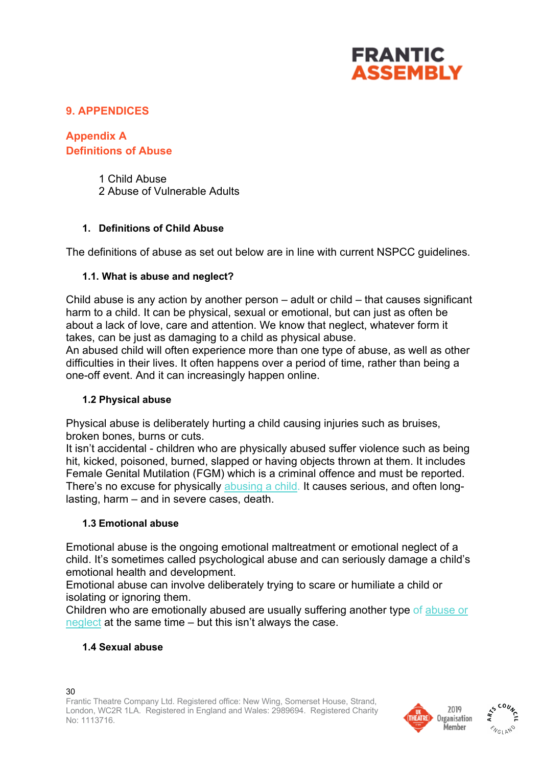# 9. APPENDICES

## Appendix A
## Definitions of Abuse

1 Child Abuse
2 Abuse of Vulnerable Adults

### 1. Definitions of Child Abuse

The definitions of abuse as set out below are in line with current NSPCC guidelines.

#### 1.1. What is abuse and neglect?

Child abuse is any action by another person – adult or child – that causes significant harm to a child. It can be physical, sexual or emotional, but can just as often be about a lack of love, care and attention. We know that neglect, whatever form it takes, can be just as damaging to a child as physical abuse.
An abused child will often experience more than one type of abuse, as well as other difficulties in their lives. It often happens over a period of time, rather than being a one-off event. And it can increasingly happen online.

#### 1.2 Physical abuse

Physical abuse is deliberately hurting a child causing injuries such as bruises, broken bones, burns or cuts.
It isn't accidental - children who are physically abused suffer violence such as being hit, kicked, poisoned, burned, slapped or having objects thrown at them. It includes Female Genital Mutilation (FGM) which is a criminal offence and must be reported. There's no excuse for physically abusing a child. It causes serious, and often long-lasting, harm – and in severe cases, death.

#### 1.3 Emotional abuse

Emotional abuse is the ongoing emotional maltreatment or emotional neglect of a child. It's sometimes called psychological abuse and can seriously damage a child's emotional health and development.
Emotional abuse can involve deliberately trying to scare or humiliate a child or isolating or ignoring them.
Children who are emotionally abused are usually suffering another type of abuse or neglect at the same time – but this isn't always the case.

#### 1.4 Sexual abuse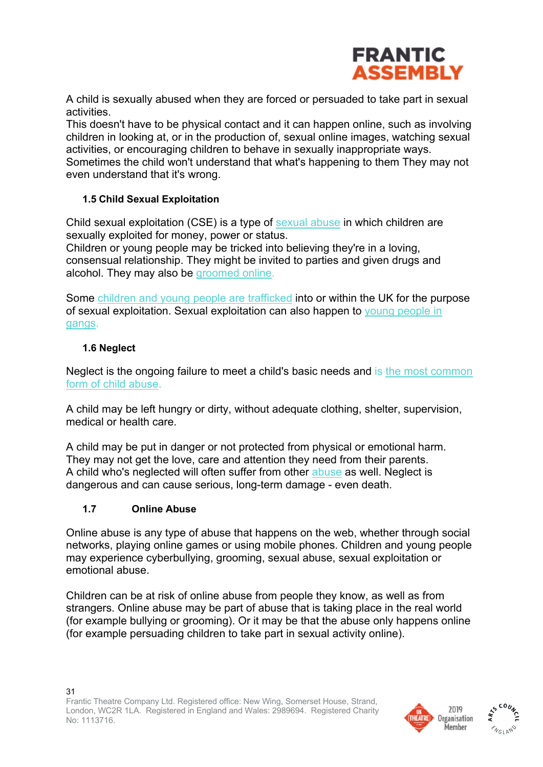A child is sexually abused when they are forced or persuaded to take part in sexual activities.
This doesn't have to be physical contact and it can happen online, such as involving children in looking at, or in the production of, sexual online images, watching sexual activities, or encouraging children to behave in sexually inappropriate ways.
Sometimes the child won't understand that what's happening to them They may not even understand that it's wrong.

### 1.5 Child Sexual Exploitation

Child sexual exploitation (CSE) is a type of sexual abuse in which children are sexually exploited for money, power or status.
Children or young people may be tricked into believing they're in a loving, consensual relationship. They might be invited to parties and given drugs and alcohol. They may also be groomed online.

Some children and young people are trafficked into or within the UK for the purpose of sexual exploitation. Sexual exploitation can also happen to young people in gangs.

### 1.6 Neglect

Neglect is the ongoing failure to meet a child's basic needs and is the most common form of child abuse.

A child may be left hungry or dirty, without adequate clothing, shelter, supervision, medical or health care.

A child may be put in danger or not protected from physical or emotional harm.
They may not get the love, care and attention they need from their parents.
A child who's neglected will often suffer from other abuse as well. Neglect is dangerous and can cause serious, long-term damage - even death.

### 1.7 Online Abuse

Online abuse is any type of abuse that happens on the web, whether through social networks, playing online games or using mobile phones. Children and young people may experience cyberbullying, grooming, sexual abuse, sexual exploitation or emotional abuse.

Children can be at risk of online abuse from people they know, as well as from strangers. Online abuse may be part of abuse that is taking place in the real world (for example bullying or grooming). Or it may be that the abuse only happens online (for example persuading children to take part in sexual activity online).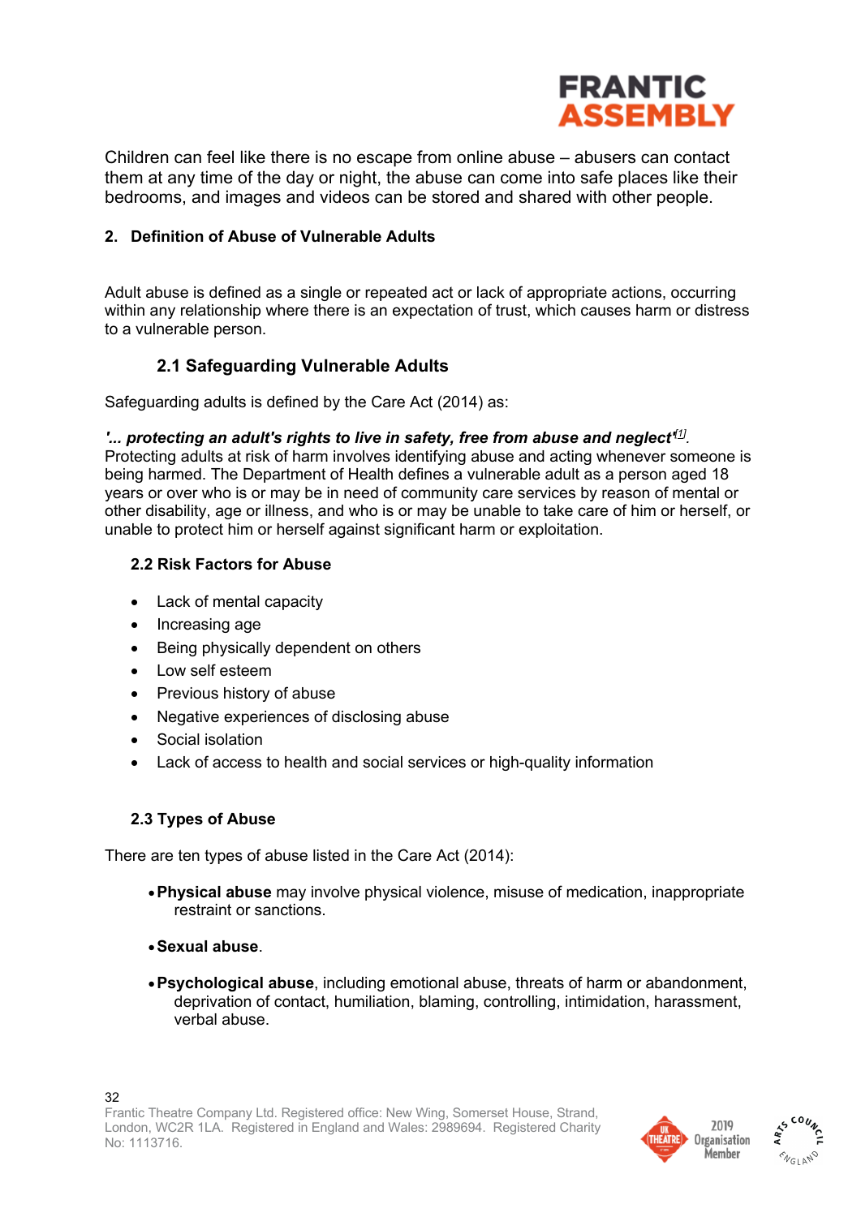Children can feel like there is no escape from online abuse – abusers can contact them at any time of the day or night, the abuse can come into safe places like their bedrooms, and images and videos can be stored and shared with other people.

## 2. Definition of Abuse of Vulnerable Adults

Adult abuse is defined as a single or repeated act or lack of appropriate actions, occurring within any relationship where there is an expectation of trust, which causes harm or distress to a vulnerable person.

### 2.1 Safeguarding Vulnerable Adults

Safeguarding adults is defined by the Care Act (2014) as:

***'... protecting an adult's rights to live in safety, free from abuse and neglect'***[1]. Protecting adults at risk of harm involves identifying abuse and acting whenever someone is being harmed. The Department of Health defines a vulnerable adult as a person aged 18 years or over who is or may be in need of community care services by reason of mental or other disability, age or illness, and who is or may be unable to take care of him or herself, or unable to protect him or herself against significant harm or exploitation.

### 2.2 Risk Factors for Abuse

- Lack of mental capacity
- Increasing age
- Being physically dependent on others
- Low self esteem
- Previous history of abuse
- Negative experiences of disclosing abuse
- Social isolation
- Lack of access to health and social services or high-quality information

### 2.3 Types of Abuse

There are ten types of abuse listed in the Care Act (2014):

- **Physical abuse** may involve physical violence, misuse of medication, inappropriate restraint or sanctions.
- **Sexual abuse**.
- **Psychological abuse**, including emotional abuse, threats of harm or abandonment, deprivation of contact, humiliation, blaming, controlling, intimidation, harassment, verbal abuse.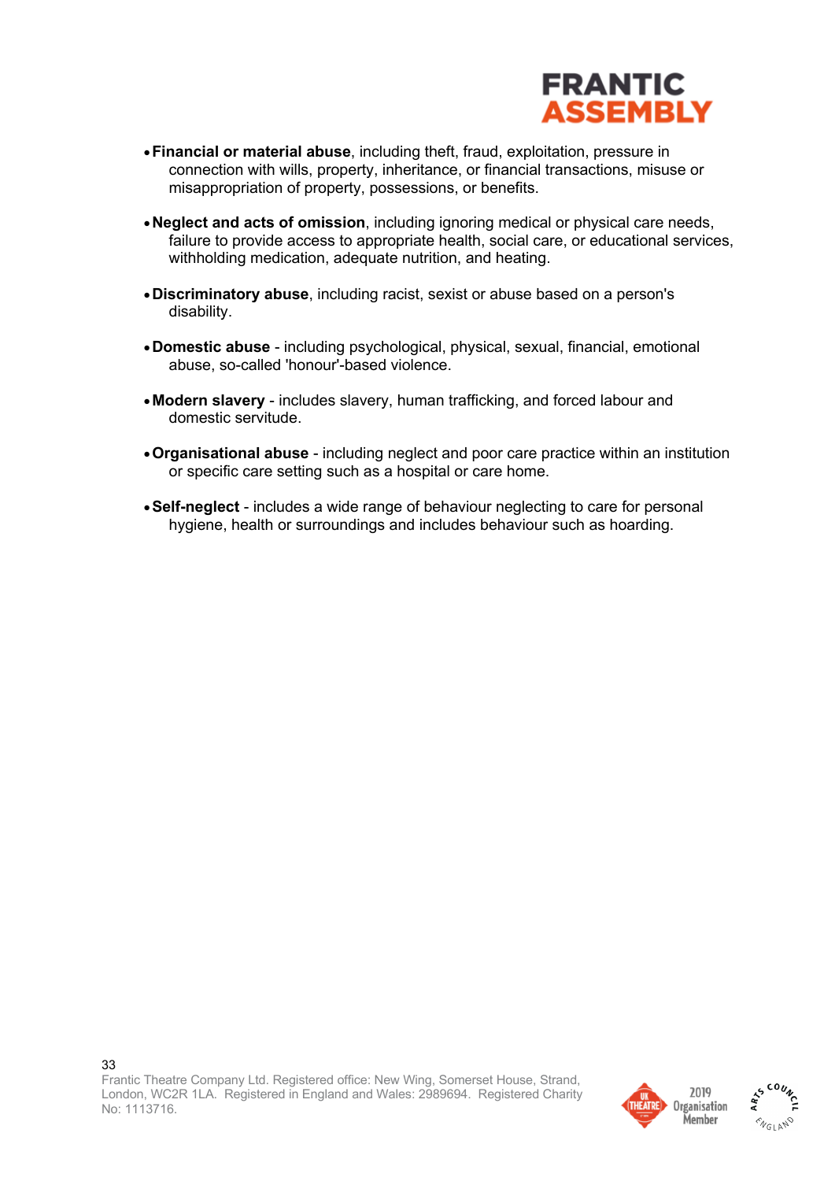- **Financial or material abuse**, including theft, fraud, exploitation, pressure in connection with wills, property, inheritance, or financial transactions, misuse or misappropriation of property, possessions, or benefits.

- **Neglect and acts of omission**, including ignoring medical or physical care needs, failure to provide access to appropriate health, social care, or educational services, withholding medication, adequate nutrition, and heating.

- **Discriminatory abuse**, including racist, sexist or abuse based on a person's disability.

- **Domestic abuse** - including psychological, physical, sexual, financial, emotional abuse, so-called 'honour'-based violence.

- **Modern slavery** - includes slavery, human trafficking, and forced labour and domestic servitude.

- **Organisational abuse** - including neglect and poor care practice within an institution or specific care setting such as a hospital or care home.

- **Self-neglect** - includes a wide range of behaviour neglecting to care for personal hygiene, health or surroundings and includes behaviour such as hoarding.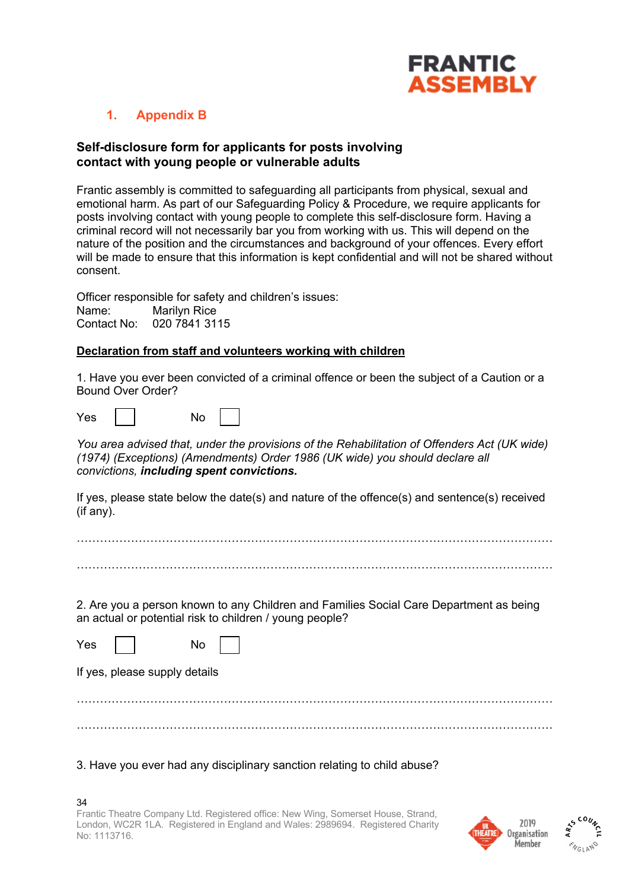## 1. Appendix B

### Self-disclosure form for applicants for posts involving contact with young people or vulnerable adults

Frantic assembly is committed to safeguarding all participants from physical, sexual and emotional harm. As part of our Safeguarding Policy & Procedure, we require applicants for posts involving contact with young people to complete this self-disclosure form. Having a criminal record will not necessarily bar you from working with us. This will depend on the nature of the position and the circumstances and background of your offences. Every effort will be made to ensure that this information is kept confidential and will not be shared without consent.

Officer responsible for safety and children's issues:
Name: Marilyn Rice
Contact No: 020 7841 3115

**Declaration from staff and volunteers working with children**

1. Have you ever been convicted of a criminal offence or been the subject of a Caution or a Bound Over Order?

Yes ☐ No ☐

*You area advised that, under the provisions of the Rehabilitation of Offenders Act (UK wide) (1974) (Exceptions) (Amendments) Order 1986 (UK wide) you should declare all convictions, **including spent convictions.***

If yes, please state below the date(s) and nature of the offence(s) and sentence(s) received (if any).

…………………………………………………………………………………………………………

…………………………………………………………………………………………………………

2. Are you a person known to any Children and Families Social Care Department as being an actual or potential risk to children / young people?

Yes ☐ No ☐

If yes, please supply details

…………………………………………………………………………………………………………

…………………………………………………………………………………………………………

3. Have you ever had any disciplinary sanction relating to child abuse?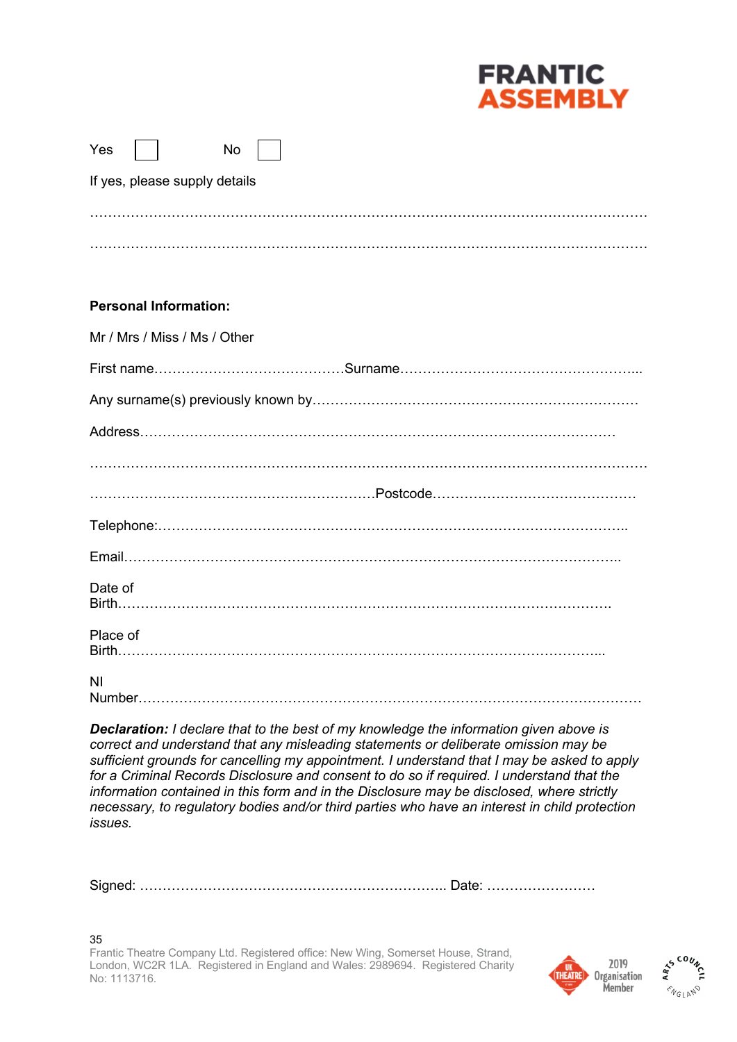Yes ☐ No ☐

If yes, please supply details

…………………………………………………………………………………………………………

…………………………………………………………………………………………………………

**Personal Information:**

Mr / Mrs / Miss / Ms / Other

First name……………………………………Surname…………………………………………...

Any surname(s) previously known by………………………………………………………………

Address………………………………………………………………………………………………

…………………………………………………………………………………………………………

………………………………………………………Postcode………………………………………

Telephone:…………………………………………………………………………………………..

Email………………………………………………………………………………………………..

Date of Birth……………………………………………………………………………………………….

Place of Birth…………………………………………………………………………………………...

NI Number………………………………………………………………………………………………

***Declaration:*** *I declare that to the best of my knowledge the information given above is correct and understand that any misleading statements or deliberate omission may be sufficient grounds for cancelling my appointment. I understand that I may be asked to apply for a Criminal Records Disclosure and consent to do so if required. I understand that the information contained in this form and in the Disclosure may be disclosed, where strictly necessary, to regulatory bodies and/or third parties who have an interest in child protection issues.*

Signed: ………………………………………………………….. Date: ……………………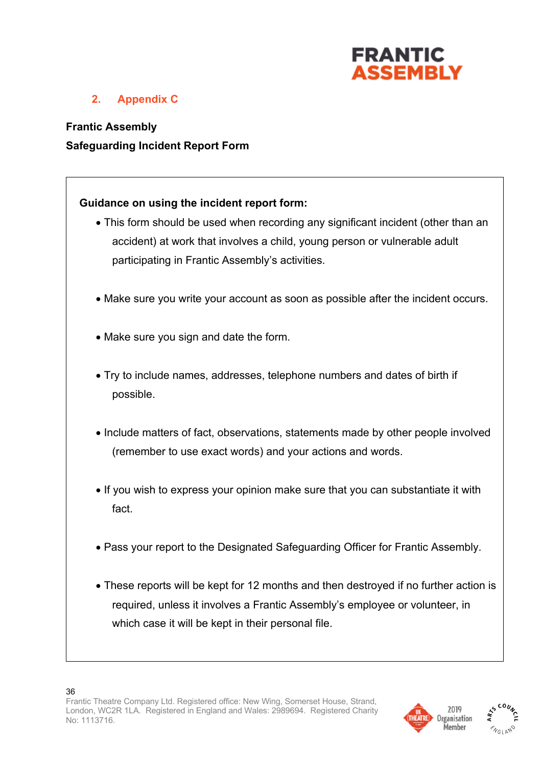## 2. Appendix C

**Frantic Assembly**

**Safeguarding Incident Report Form**

**Guidance on using the incident report form:**

- This form should be used when recording any significant incident (other than an accident) at work that involves a child, young person or vulnerable adult participating in Frantic Assembly's activities.
- Make sure you write your account as soon as possible after the incident occurs.
- Make sure you sign and date the form.
- Try to include names, addresses, telephone numbers and dates of birth if possible.
- Include matters of fact, observations, statements made by other people involved (remember to use exact words) and your actions and words.
- If you wish to express your opinion make sure that you can substantiate it with fact.
- Pass your report to the Designated Safeguarding Officer for Frantic Assembly.
- These reports will be kept for 12 months and then destroyed if no further action is required, unless it involves a Frantic Assembly's employee or volunteer, in which case it will be kept in their personal file.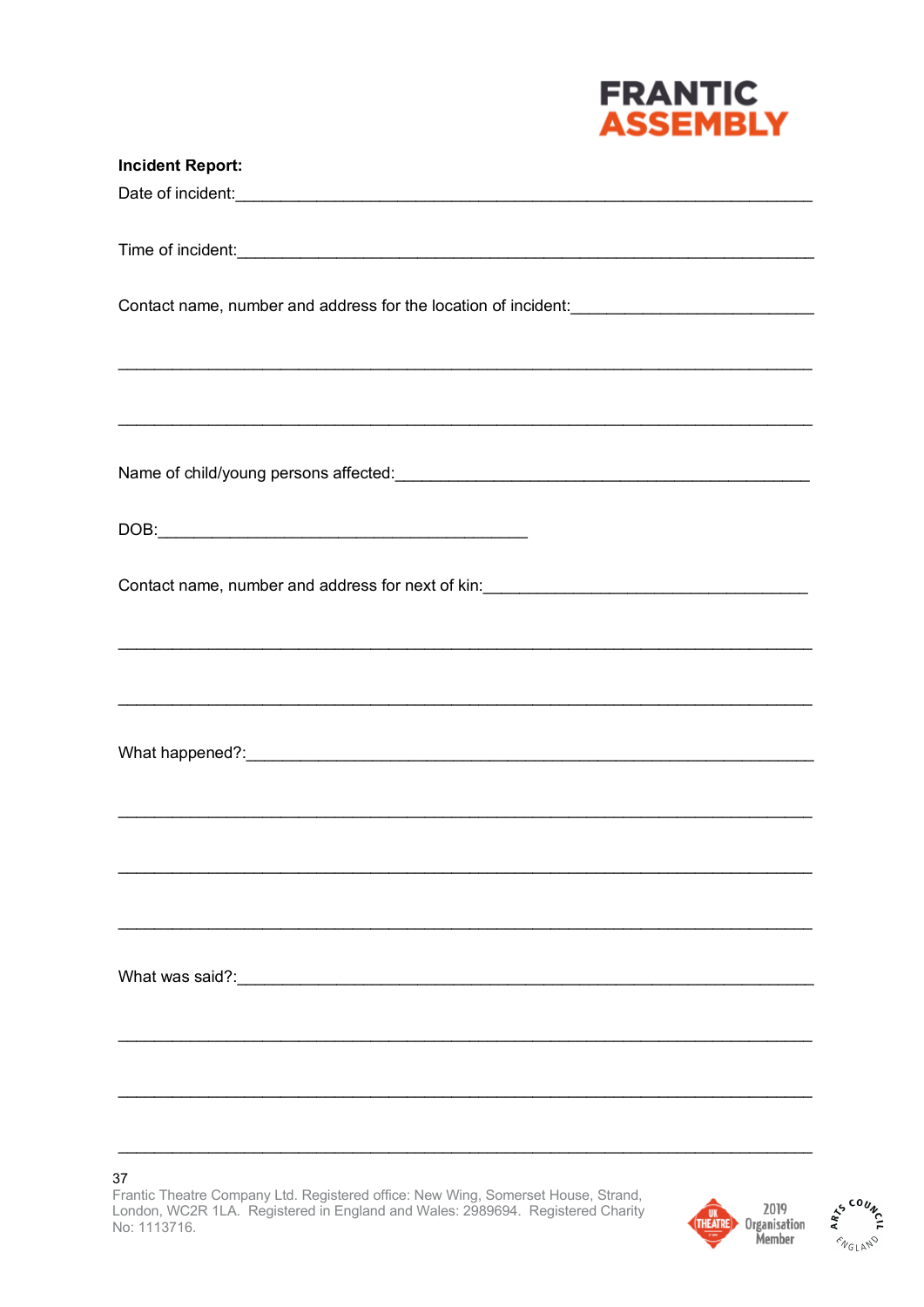FRANTIC ASSEMBLY

**Incident Report:**

Date of incident:_______________________________________________________________

Time of incident:_______________________________________________________________

Contact name, number and address for the location of incident:___________________________

_____________________________________________________________________________

_____________________________________________________________________________

Name of child/young persons affected:____________________________________________

DOB:_____________________________________

Contact name, number and address for next of kin:___________________________________

_____________________________________________________________________________

_____________________________________________________________________________

What happened?:_______________________________________________________________

_____________________________________________________________________________

_____________________________________________________________________________

_____________________________________________________________________________

What was said?:_______________________________________________________________

_____________________________________________________________________________

_____________________________________________________________________________

_____________________________________________________________________________

Frantic Theatre Company Ltd. Registered office: New Wing, Somerset House, Strand, London, WC2R 1LA. Registered in England and Wales: 2989694. Registered Charity No: 1113716.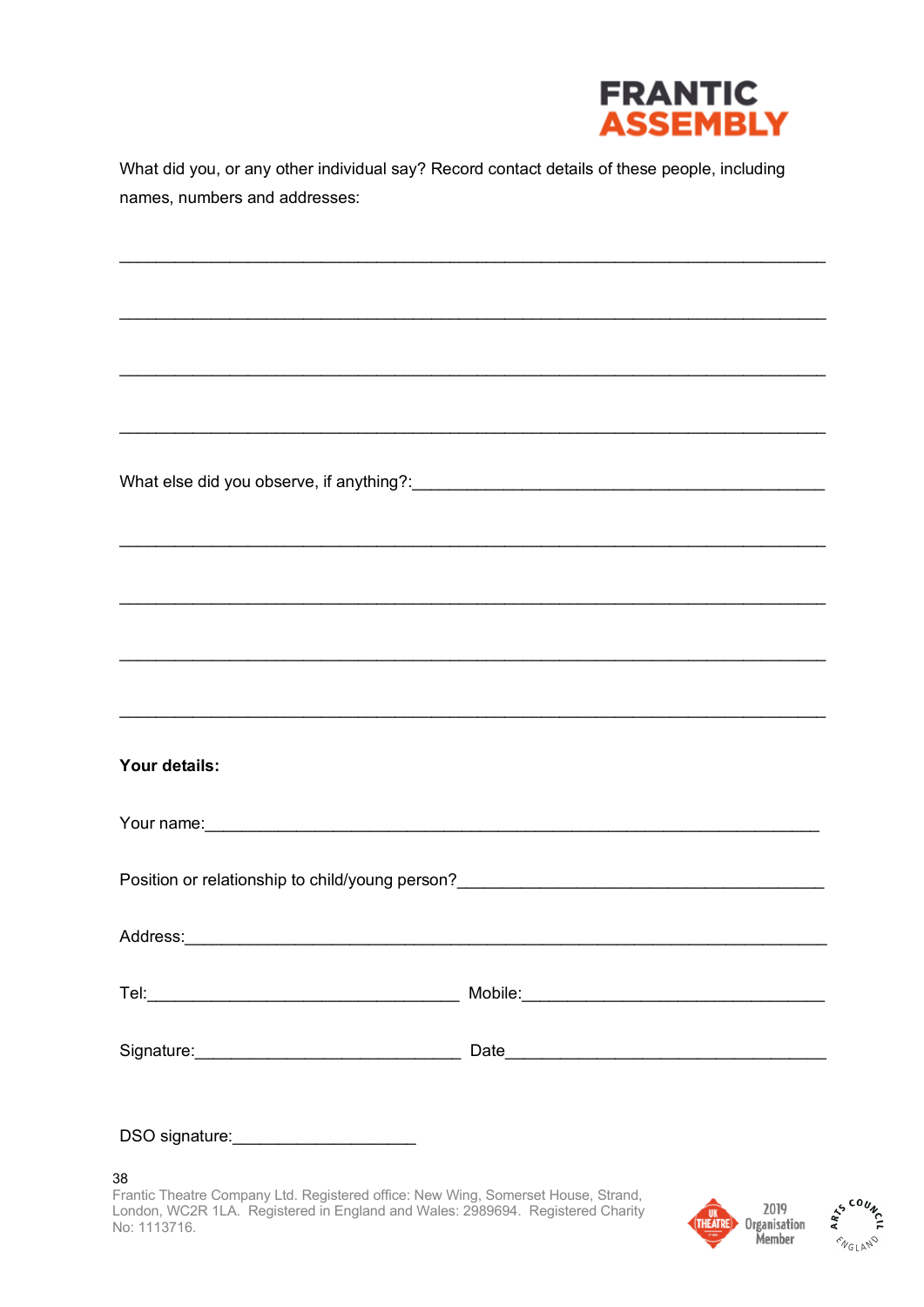What did you, or any other individual say? Record contact details of these people, including names, numbers and addresses:

_______________________________________________________________________________

_______________________________________________________________________________

_______________________________________________________________________________

_______________________________________________________________________________

What else did you observe, if anything?:_____________________________________________

_______________________________________________________________________________

_______________________________________________________________________________

_______________________________________________________________________________

_______________________________________________________________________________

**Your details:**

Your name:______________________________________________________________

Position or relationship to child/young person?_______________________________

Address:________________________________________________________________

Tel:________________________________ Mobile:_________________________________

Signature:___________________________ Date__________________________________

DSO signature:____________________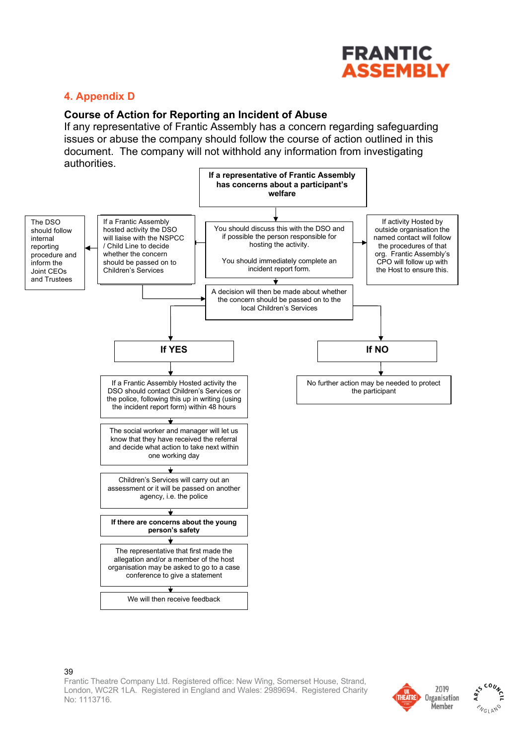## 4. Appendix D

### Course of Action for Reporting an Incident of Abuse

If any representative of Frantic Assembly has a concern regarding safeguarding issues or abuse the company should follow the course of action outlined in this document. The company will not withhold any information from investigating authorities.

**If a representative of Frantic Assembly has concerns about a participant's welfare**

↓

You should discuss this with the DSO and if possible the person responsible for hosting the activity.

You should immediately complete an incident report form.

- ← If a Frantic Assembly hosted activity the DSO will liaise with the NSPCC / Child Line to decide whether the concern should be passed on to Children's Services
  - ← The DSO should follow internal reporting procedure and inform the Joint CEOs and Trustees
- → If activity Hosted by outside organisation the named contact will follow the procedures of that org. Frantic Assembly's CPO will follow up with the Host to ensure this.

↓

A decision will then be made about whether the concern should be passed on to the local Children's Services

**If YES**

↓

If a Frantic Assembly Hosted activity the DSO should contact Children's Services or the police, following this up in writing (using the incident report form) within 48 hours

↓

The social worker and manager will let us know that they have received the referral and decide what action to take next within one working day

↓

Children's Services will carry out an assessment or it will be passed on another agency, i.e. the police

↓

**If there are concerns about the young person's safety**

↓

The representative that first made the allegation and/or a member of the host organisation may be asked to go to a case conference to give a statement

↓

We will then receive feedback

**If NO**

↓

No further action may be needed to protect the participant

Frantic Theatre Company Ltd. Registered office: New Wing, Somerset House, Strand, London, WC2R 1LA. Registered in England and Wales: 2989694. Registered Charity No: 1113716.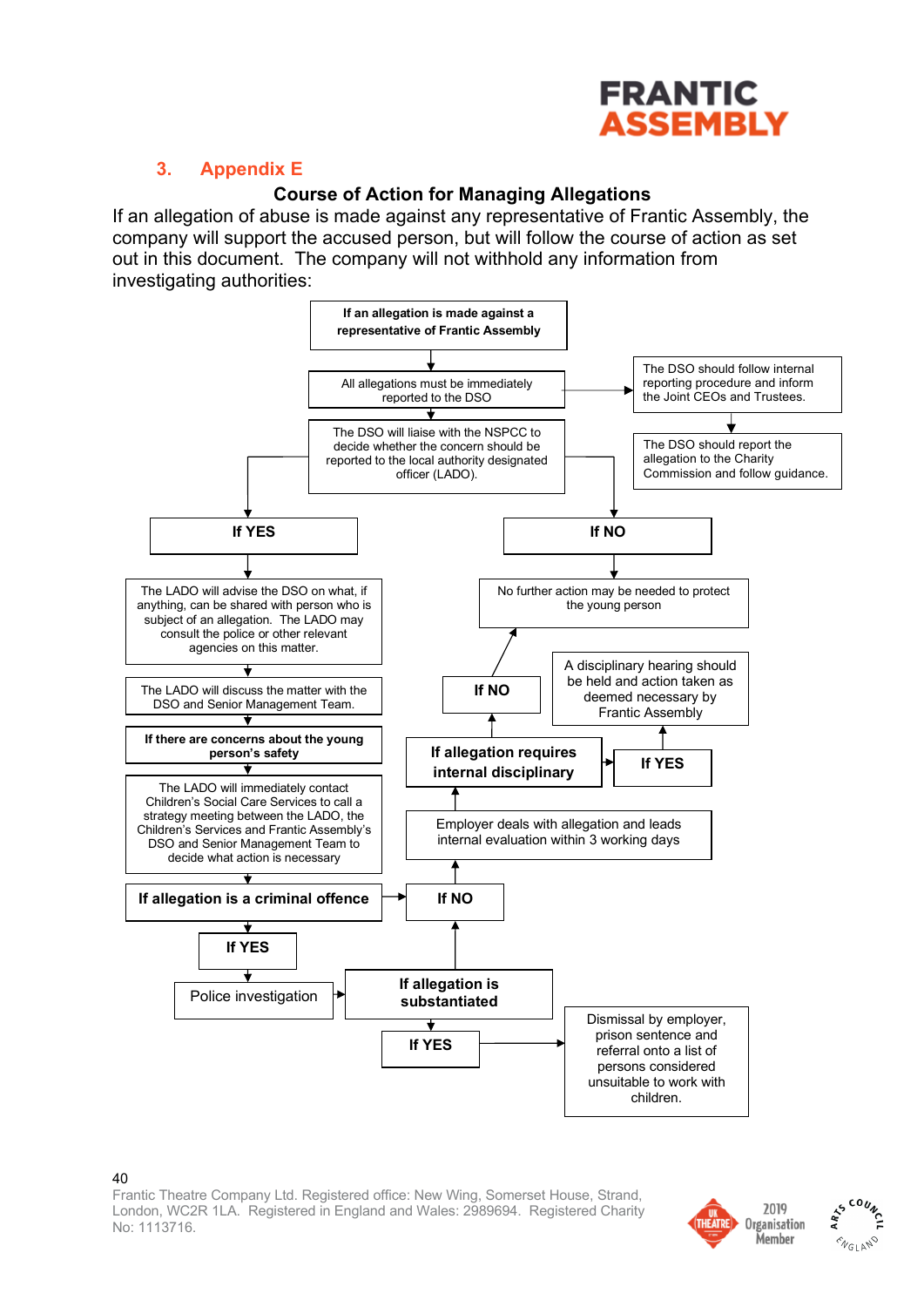## 3. Appendix E

### Course of Action for Managing Allegations

If an allegation of abuse is made against any representative of Frantic Assembly, the company will support the accused person, but will follow the course of action as set out in this document. The company will not withhold any information from investigating authorities:

**If an allegation is made against a representative of Frantic Assembly**

All allegations must be immediately reported to the DSO

The DSO should follow internal reporting procedure and inform the Joint CEOs and Trustees.

The DSO should report the allegation to the Charity Commission and follow guidance.

The DSO will liaise with the NSPCC to decide whether the concern should be reported to the local authority designated officer (LADO).

**If YES**

The LADO will advise the DSO on what, if anything, can be shared with person who is subject of an allegation. The LADO may consult the police or other relevant agencies on this matter.

The LADO will discuss the matter with the DSO and Senior Management Team.

**If there are concerns about the young person's safety**

The LADO will immediately contact Children's Social Care Services to call a strategy meeting between the LADO, the Children's Services and Frantic Assembly's DSO and Senior Management Team to decide what action is necessary

**If allegation is a criminal offence**

**If YES**

Police investigation

**If allegation is substantiated**

**If YES**

Dismissal by employer, prison sentence and referral onto a list of persons considered unsuitable to work with children.

**If NO**

No further action may be needed to protect the young person

**If NO**

Employer deals with allegation and leads internal evaluation within 3 working days

**If allegation requires internal disciplinary**

**If YES**

A disciplinary hearing should be held and action taken as deemed necessary by Frantic Assembly

**If NO**

Frantic Theatre Company Ltd. Registered office: New Wing, Somerset House, Strand, London, WC2R 1LA. Registered in England and Wales: 2989694. Registered Charity No: 1113716.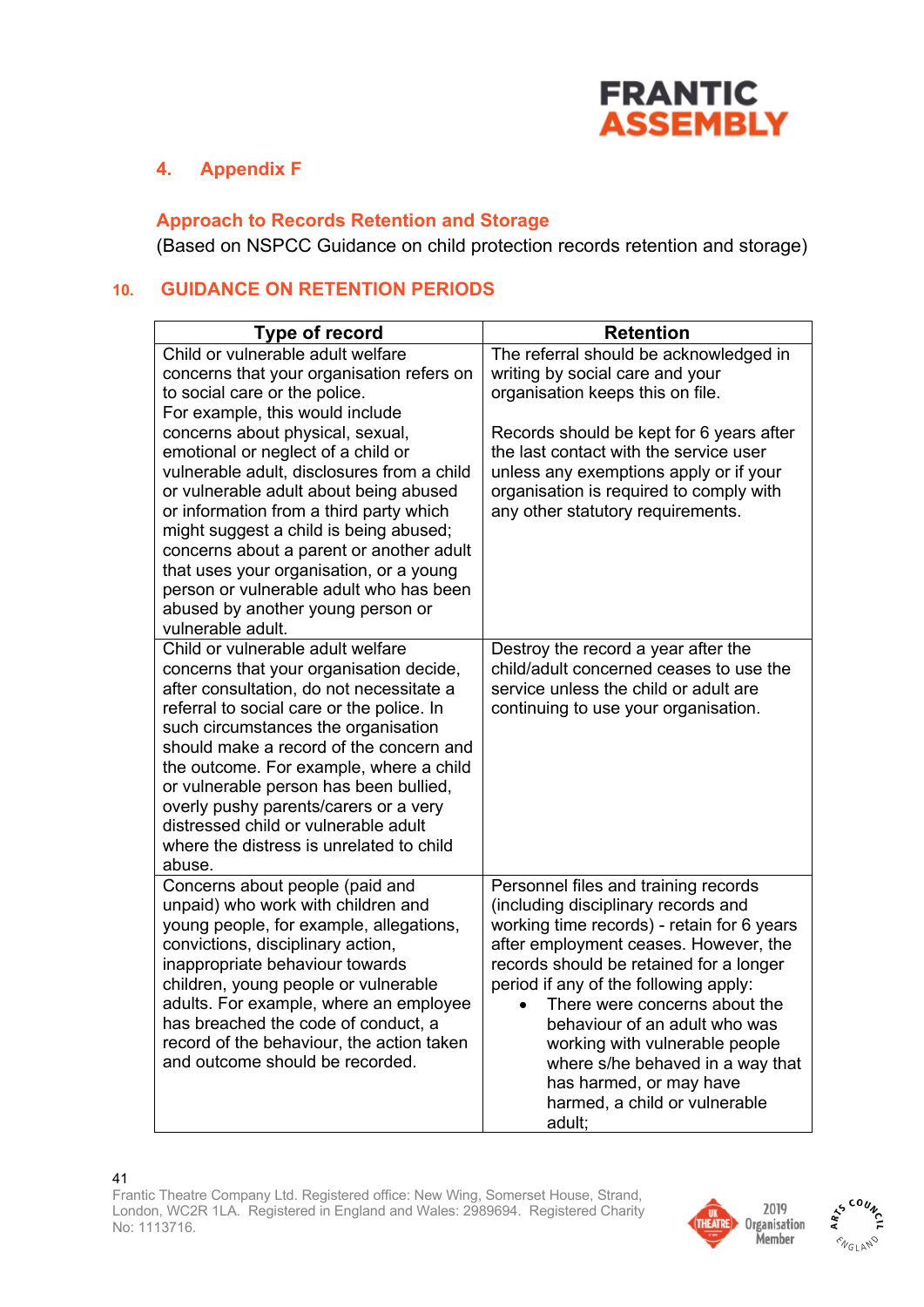## 4. Appendix F

### Approach to Records Retention and Storage

(Based on NSPCC Guidance on child protection records retention and storage)

## 10. GUIDANCE ON RETENTION PERIODS

| Type of record | Retention |
|---|---|
| Child or vulnerable adult welfare concerns that your organisation refers on to social care or the police. For example, this would include concerns about physical, sexual, emotional or neglect of a child or vulnerable adult, disclosures from a child or vulnerable adult about being abused or information from a third party which might suggest a child is being abused; concerns about a parent or another adult that uses your organisation, or a young person or vulnerable adult who has been abused by another young person or vulnerable adult. | The referral should be acknowledged in writing by social care and your organisation keeps this on file.<br><br>Records should be kept for 6 years after the last contact with the service user unless any exemptions apply or if your organisation is required to comply with any other statutory requirements. |
| Child or vulnerable adult welfare concerns that your organisation decide, after consultation, do not necessitate a referral to social care or the police. In such circumstances the organisation should make a record of the concern and the outcome. For example, where a child or vulnerable person has been bullied, overly pushy parents/carers or a very distressed child or vulnerable adult where the distress is unrelated to child abuse. | Destroy the record a year after the child/adult concerned ceases to use the service unless the child or adult are continuing to use your organisation. |
| Concerns about people (paid and unpaid) who work with children and young people, for example, allegations, convictions, disciplinary action, inappropriate behaviour towards children, young people or vulnerable adults. For example, where an employee has breached the code of conduct, a record of the behaviour, the action taken and outcome should be recorded. | Personnel files and training records (including disciplinary records and working time records) - retain for 6 years after employment ceases. However, the records should be retained for a longer period if any of the following apply:<br>• There were concerns about the behaviour of an adult who was working with vulnerable people where s/he behaved in a way that has harmed, or may have harmed, a child or vulnerable adult; |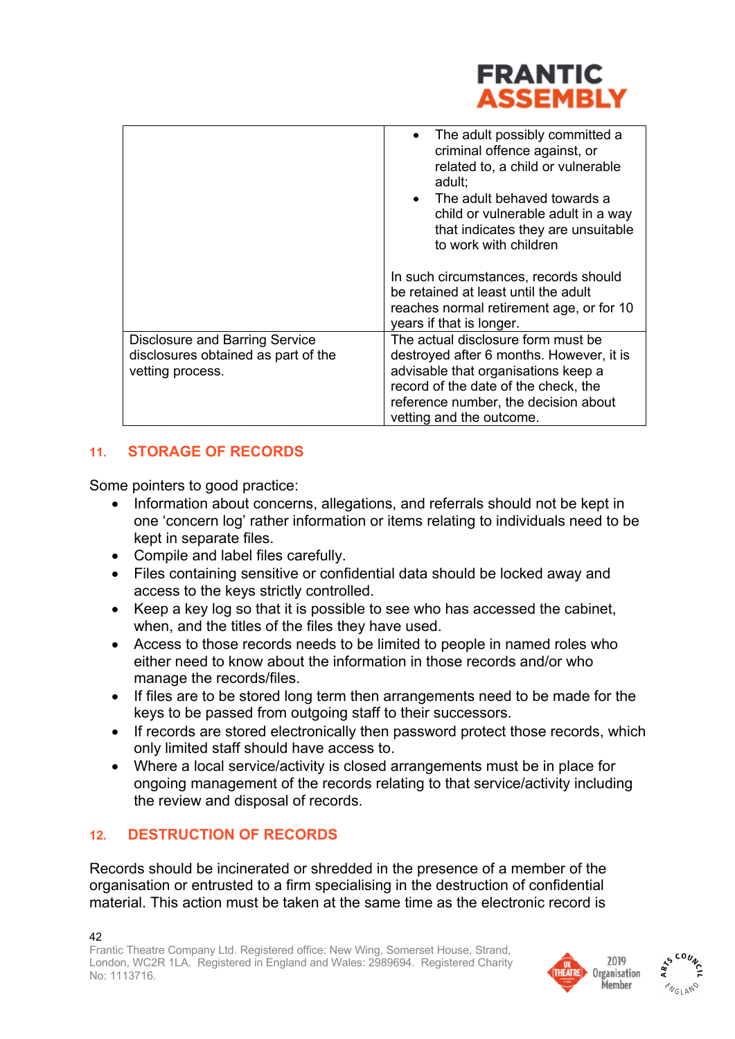| | |
|---|---|
| | • The adult possibly committed a criminal offence against, or related to, a child or vulnerable adult;<br>• The adult behaved towards a child or vulnerable adult in a way that indicates they are unsuitable to work with children<br><br>In such circumstances, records should be retained at least until the adult reaches normal retirement age, or for 10 years if that is longer. |
| Disclosure and Barring Service disclosures obtained as part of the vetting process. | The actual disclosure form must be destroyed after 6 months. However, it is advisable that organisations keep a record of the date of the check, the reference number, the decision about vetting and the outcome. |

## 11. STORAGE OF RECORDS

Some pointers to good practice:

- Information about concerns, allegations, and referrals should not be kept in one 'concern log' rather information or items relating to individuals need to be kept in separate files.
- Compile and label files carefully.
- Files containing sensitive or confidential data should be locked away and access to the keys strictly controlled.
- Keep a key log so that it is possible to see who has accessed the cabinet, when, and the titles of the files they have used.
- Access to those records needs to be limited to people in named roles who either need to know about the information in those records and/or who manage the records/files.
- If files are to be stored long term then arrangements need to be made for the keys to be passed from outgoing staff to their successors.
- If records are stored electronically then password protect those records, which only limited staff should have access to.
- Where a local service/activity is closed arrangements must be in place for ongoing management of the records relating to that service/activity including the review and disposal of records.

## 12. DESTRUCTION OF RECORDS

Records should be incinerated or shredded in the presence of a member of the organisation or entrusted to a firm specialising in the destruction of confidential material. This action must be taken at the same time as the electronic record is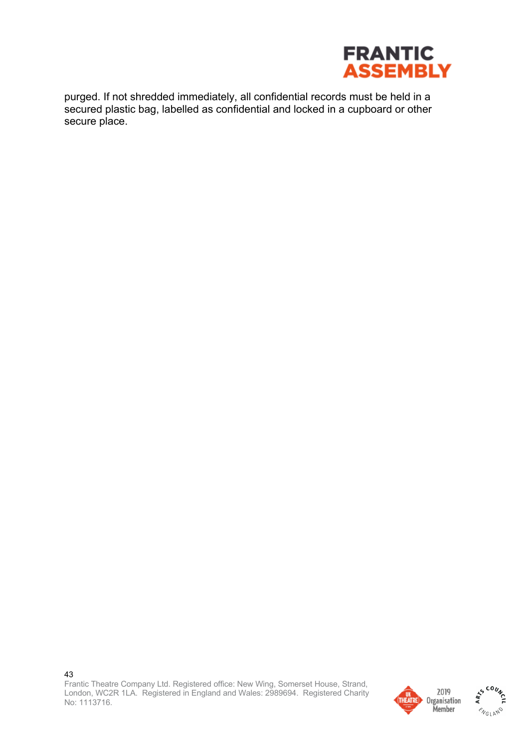purged. If not shredded immediately, all confidential records must be held in a secured plastic bag, labelled as confidential and locked in a cupboard or other secure place.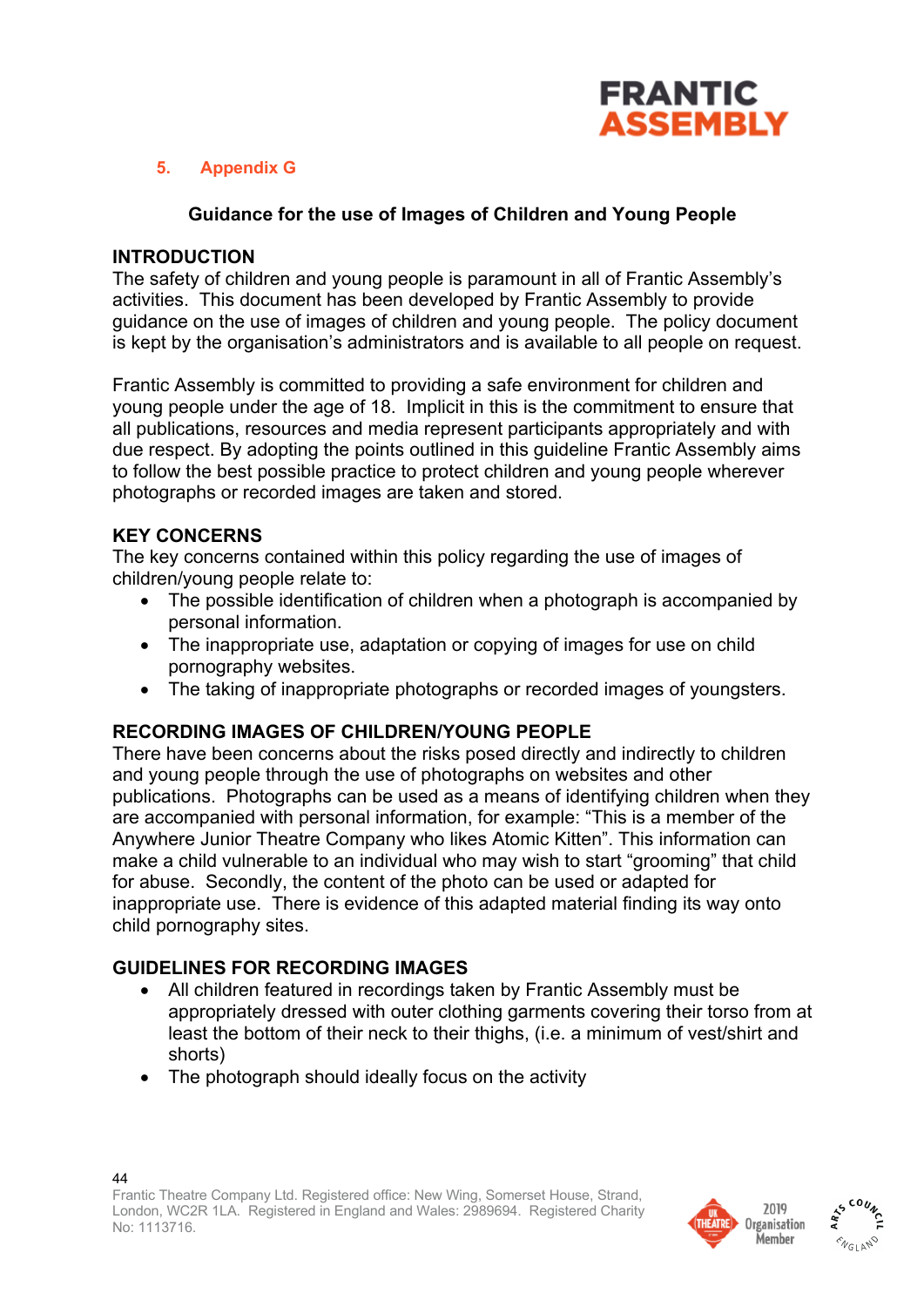## 5. Appendix G

### Guidance for the use of Images of Children and Young People

**INTRODUCTION**

The safety of children and young people is paramount in all of Frantic Assembly's activities. This document has been developed by Frantic Assembly to provide guidance on the use of images of children and young people. The policy document is kept by the organisation's administrators and is available to all people on request.

Frantic Assembly is committed to providing a safe environment for children and young people under the age of 18. Implicit in this is the commitment to ensure that all publications, resources and media represent participants appropriately and with due respect. By adopting the points outlined in this guideline Frantic Assembly aims to follow the best possible practice to protect children and young people wherever photographs or recorded images are taken and stored.

**KEY CONCERNS**

The key concerns contained within this policy regarding the use of images of children/young people relate to:

- The possible identification of children when a photograph is accompanied by personal information.
- The inappropriate use, adaptation or copying of images for use on child pornography websites.
- The taking of inappropriate photographs or recorded images of youngsters.

**RECORDING IMAGES OF CHILDREN/YOUNG PEOPLE**

There have been concerns about the risks posed directly and indirectly to children and young people through the use of photographs on websites and other publications. Photographs can be used as a means of identifying children when they are accompanied with personal information, for example: "This is a member of the Anywhere Junior Theatre Company who likes Atomic Kitten". This information can make a child vulnerable to an individual who may wish to start "grooming" that child for abuse. Secondly, the content of the photo can be used or adapted for inappropriate use. There is evidence of this adapted material finding its way onto child pornography sites.

**GUIDELINES FOR RECORDING IMAGES**

- All children featured in recordings taken by Frantic Assembly must be appropriately dressed with outer clothing garments covering their torso from at least the bottom of their neck to their thighs, (i.e. a minimum of vest/shirt and shorts)
- The photograph should ideally focus on the activity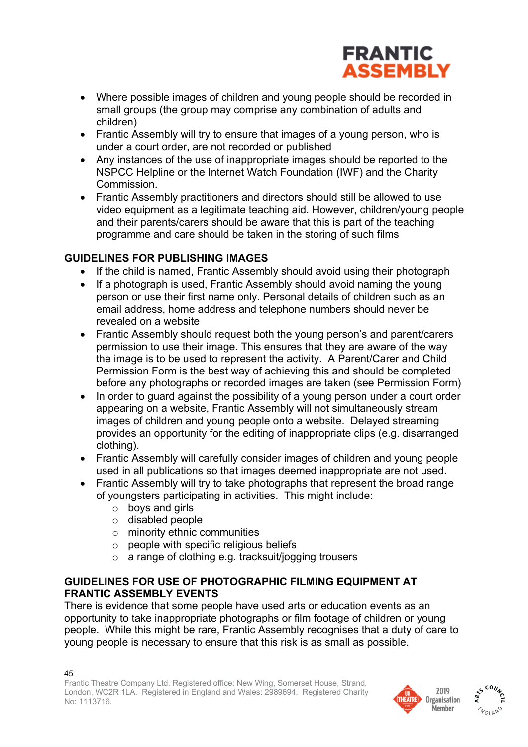- Where possible images of children and young people should be recorded in small groups (the group may comprise any combination of adults and children)
- Frantic Assembly will try to ensure that images of a young person, who is under a court order, are not recorded or published
- Any instances of the use of inappropriate images should be reported to the NSPCC Helpline or the Internet Watch Foundation (IWF) and the Charity Commission.
- Frantic Assembly practitioners and directors should still be allowed to use video equipment as a legitimate teaching aid. However, children/young people and their parents/carers should be aware that this is part of the teaching programme and care should be taken in the storing of such films

## GUIDELINES FOR PUBLISHING IMAGES

- If the child is named, Frantic Assembly should avoid using their photograph
- If a photograph is used, Frantic Assembly should avoid naming the young person or use their first name only. Personal details of children such as an email address, home address and telephone numbers should never be revealed on a website
- Frantic Assembly should request both the young person's and parent/carers permission to use their image. This ensures that they are aware of the way the image is to be used to represent the activity. A Parent/Carer and Child Permission Form is the best way of achieving this and should be completed before any photographs or recorded images are taken (see Permission Form)
- In order to guard against the possibility of a young person under a court order appearing on a website, Frantic Assembly will not simultaneously stream images of children and young people onto a website. Delayed streaming provides an opportunity for the editing of inappropriate clips (e.g. disarranged clothing).
- Frantic Assembly will carefully consider images of children and young people used in all publications so that images deemed inappropriate are not used.
- Frantic Assembly will try to take photographs that represent the broad range of youngsters participating in activities. This might include:
  - boys and girls
  - disabled people
  - minority ethnic communities
  - people with specific religious beliefs
  - a range of clothing e.g. tracksuit/jogging trousers

## GUIDELINES FOR USE OF PHOTOGRAPHIC FILMING EQUIPMENT AT FRANTIC ASSEMBLY EVENTS

There is evidence that some people have used arts or education events as an opportunity to take inappropriate photographs or film footage of children or young people. While this might be rare, Frantic Assembly recognises that a duty of care to young people is necessary to ensure that this risk is as small as possible.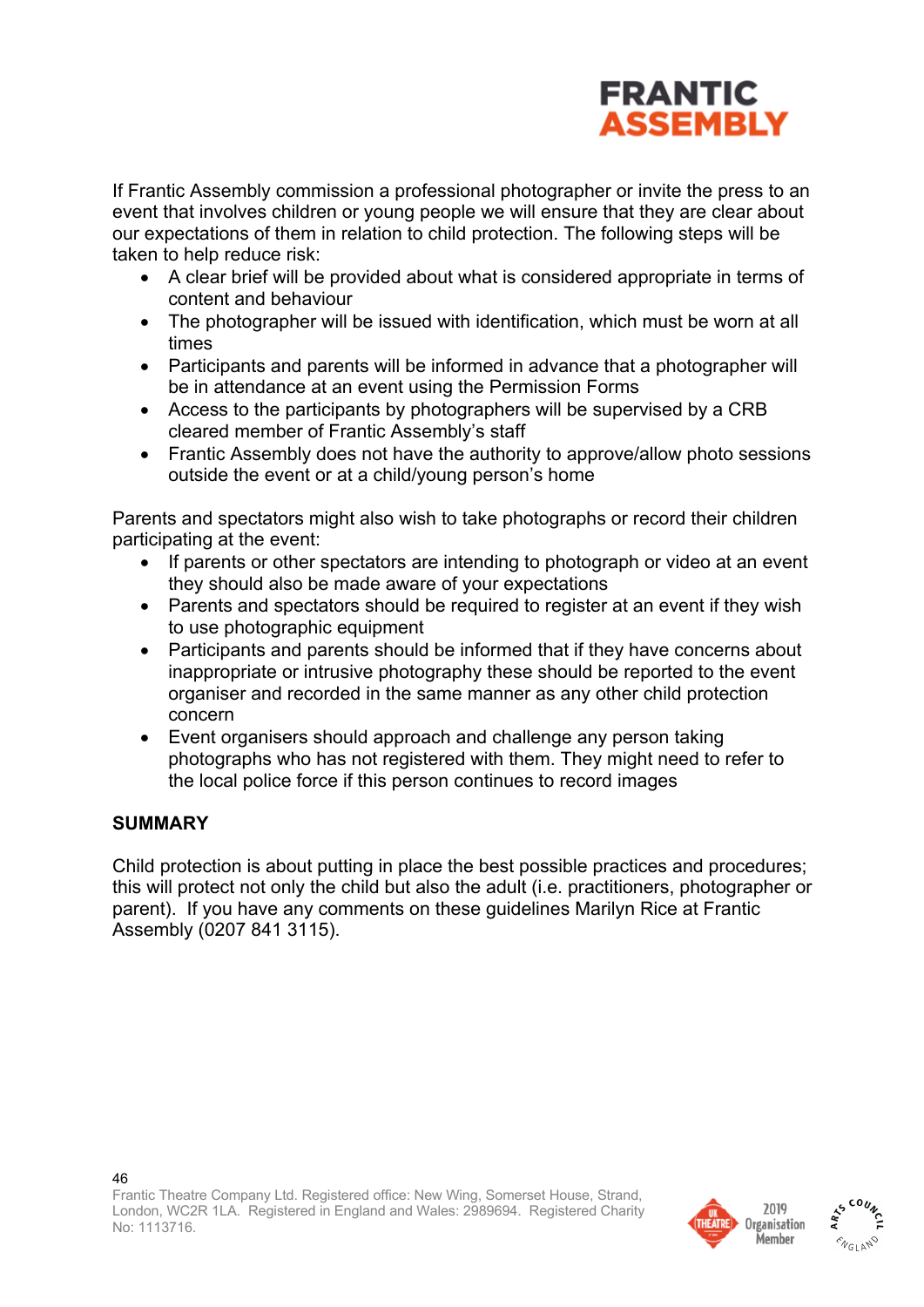If Frantic Assembly commission a professional photographer or invite the press to an event that involves children or young people we will ensure that they are clear about our expectations of them in relation to child protection. The following steps will be taken to help reduce risk:

- A clear brief will be provided about what is considered appropriate in terms of content and behaviour
- The photographer will be issued with identification, which must be worn at all times
- Participants and parents will be informed in advance that a photographer will be in attendance at an event using the Permission Forms
- Access to the participants by photographers will be supervised by a CRB cleared member of Frantic Assembly's staff
- Frantic Assembly does not have the authority to approve/allow photo sessions outside the event or at a child/young person's home

Parents and spectators might also wish to take photographs or record their children participating at the event:

- If parents or other spectators are intending to photograph or video at an event they should also be made aware of your expectations
- Parents and spectators should be required to register at an event if they wish to use photographic equipment
- Participants and parents should be informed that if they have concerns about inappropriate or intrusive photography these should be reported to the event organiser and recorded in the same manner as any other child protection concern
- Event organisers should approach and challenge any person taking photographs who has not registered with them. They might need to refer to the local police force if this person continues to record images

**SUMMARY**

Child protection is about putting in place the best possible practices and procedures; this will protect not only the child but also the adult (i.e. practitioners, photographer or parent). If you have any comments on these guidelines Marilyn Rice at Frantic Assembly (0207 841 3115).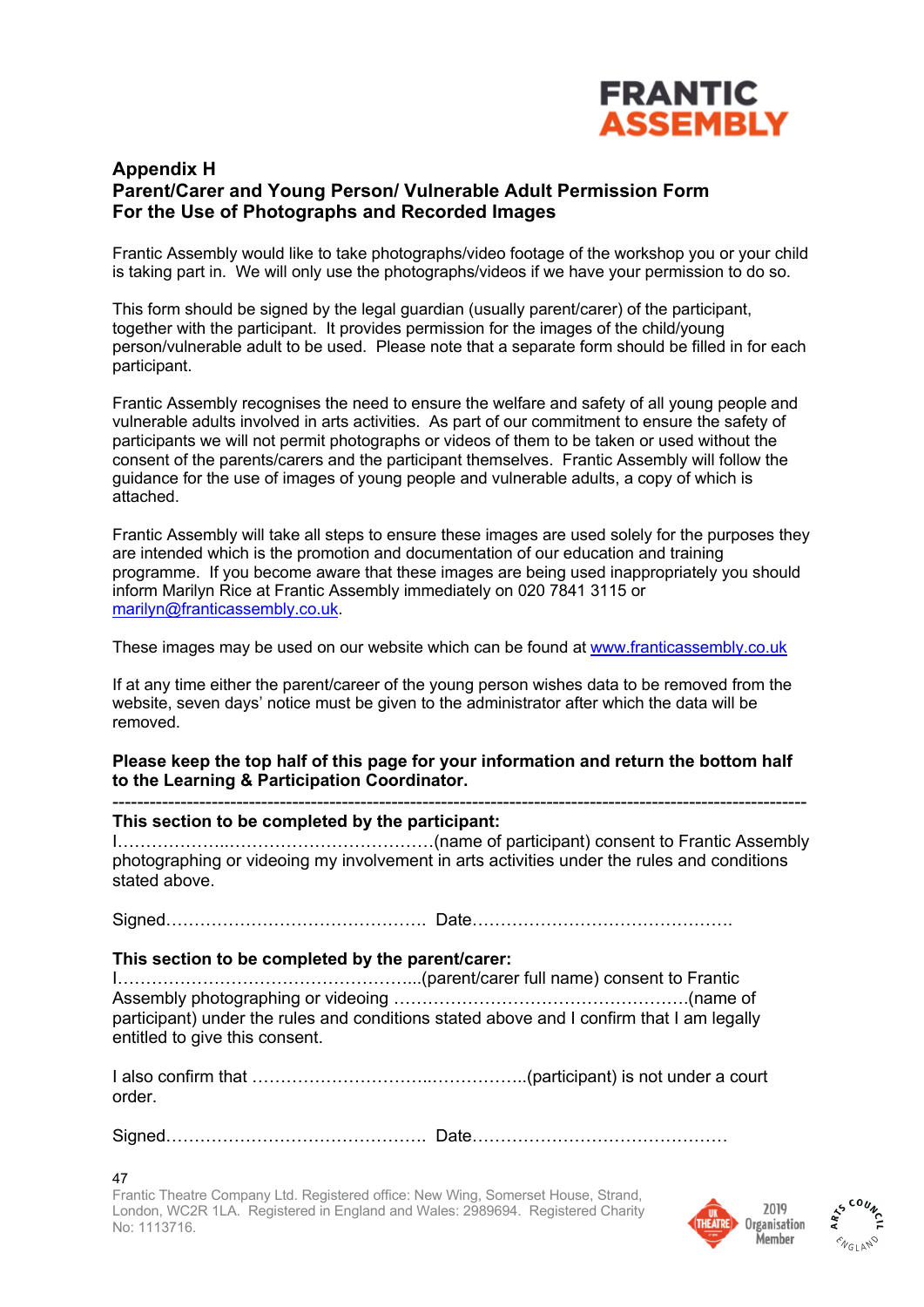FRANTIC ASSEMBLY

## Appendix H
## Parent/Carer and Young Person/ Vulnerable Adult Permission Form For the Use of Photographs and Recorded Images

Frantic Assembly would like to take photographs/video footage of the workshop you or your child is taking part in. We will only use the photographs/videos if we have your permission to do so.

This form should be signed by the legal guardian (usually parent/carer) of the participant, together with the participant. It provides permission for the images of the child/young person/vulnerable adult to be used. Please note that a separate form should be filled in for each participant.

Frantic Assembly recognises the need to ensure the welfare and safety of all young people and vulnerable adults involved in arts activities. As part of our commitment to ensure the safety of participants we will not permit photographs or videos of them to be taken or used without the consent of the parents/carers and the participant themselves. Frantic Assembly will follow the guidance for the use of images of young people and vulnerable adults, a copy of which is attached.

Frantic Assembly will take all steps to ensure these images are used solely for the purposes they are intended which is the promotion and documentation of our education and training programme. If you become aware that these images are being used inappropriately you should inform Marilyn Rice at Frantic Assembly immediately on 020 7841 3115 or marilyn@franticassembly.co.uk.

These images may be used on our website which can be found at www.franticassembly.co.uk

If at any time either the parent/career of the young person wishes data to be removed from the website, seven days' notice must be given to the administrator after which the data will be removed.

**Please keep the top half of this page for your information and return the bottom half to the Learning & Participation Coordinator.**

---

**This section to be completed by the participant:**

I………………..………………………………(name of participant) consent to Frantic Assembly photographing or videoing my involvement in arts activities under the rules and conditions stated above.

Signed………………………………………. Date……………………………………….

**This section to be completed by the parent/carer:**

I……………………………………………...(parent/carer full name) consent to Frantic Assembly photographing or videoing ……………………………………………(name of participant) under the rules and conditions stated above and I confirm that I am legally entitled to give this consent.

I also confirm that …………………………..……………..(participant) is not under a court order.

Signed………………………………………. Date……………………………………..

Frantic Theatre Company Ltd. Registered office: New Wing, Somerset House, Strand, London, WC2R 1LA. Registered in England and Wales: 2989694. Registered Charity No: 1113716.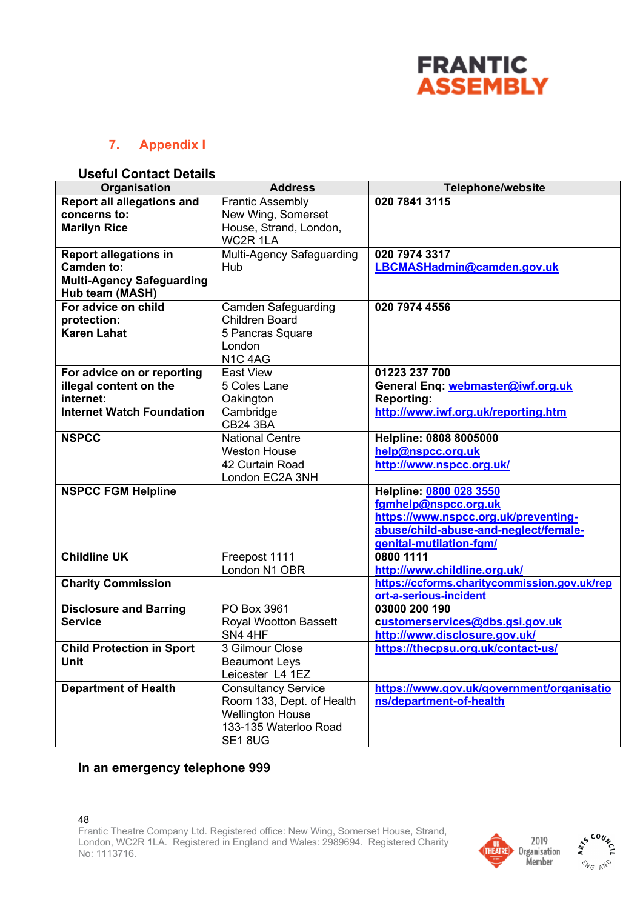## 7. Appendix I

### Useful Contact Details

| Organisation | Address | Telephone/website |
|---|---|---|
| **Report all allegations and concerns to: Marilyn Rice** | Frantic Assembly New Wing, Somerset House, Strand, London, WC2R 1LA | **020 7841 3115** |
| **Report allegations in Camden to: Multi-Agency Safeguarding Hub team (MASH)** | Multi-Agency Safeguarding Hub | **020 7974 3317** **LBCMASHadmin@camden.gov.uk** |
| **For advice on child protection: Karen Lahat** | Camden Safeguarding Children Board 5 Pancras Square London N1C 4AG | **020 7974 4556** |
| **For advice on or reporting illegal content on the internet: Internet Watch Foundation** | East View 5 Coles Lane Oakington Cambridge CB24 3BA | **01223 237 700** **General Enq: webmaster@iwf.org.uk** **Reporting: http://www.iwf.org.uk/reporting.htm** |
| **NSPCC** | National Centre Weston House 42 Curtain Road London EC2A 3NH | **Helpline: 0808 8005000** **help@nspcc.org.uk** **http://www.nspcc.org.uk/** |
| **NSPCC FGM Helpline** | | **Helpline: 0800 028 3550** **fgmhelp@nspcc.org.uk** **https://www.nspcc.org.uk/preventing-abuse/child-abuse-and-neglect/female-genital-mutilation-fgm/** |
| **Childline UK** | Freepost 1111 London N1 OBR | **0800 1111** **http://www.childline.org.uk/** |
| **Charity Commission** | | **https://ccforms.charitycommission.gov.uk/report-a-serious-incident** |
| **Disclosure and Barring Service** | PO Box 3961 Royal Wootton Bassett SN4 4HF | **03000 200 190** **customerservices@dbs.gsi.gov.uk** **http://www.disclosure.gov.uk/** |
| **Child Protection in Sport Unit** | 3 Gilmour Close Beaumont Leys Leicester L4 1EZ | **https://thecpsu.org.uk/contact-us/** |
| **Department of Health** | Consultancy Service Room 133, Dept. of Health Wellington House 133-135 Waterloo Road SE1 8UG | **https://www.gov.uk/government/organisations/department-of-health** |

**In an emergency telephone 999**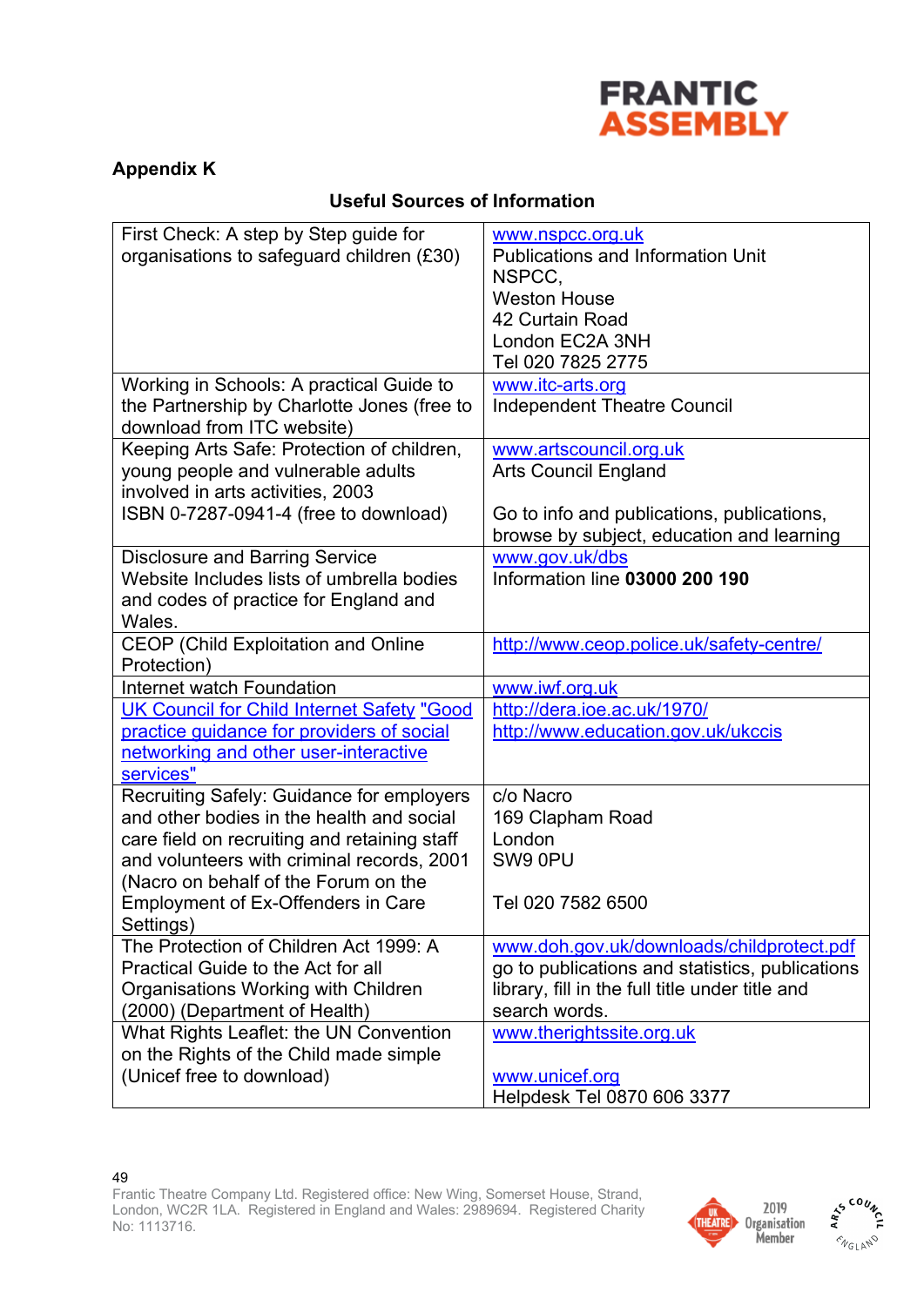## Appendix K

### Useful Sources of Information

| | |
|---|---|
| First Check: A step by Step guide for organisations to safeguard children (£30) | www.nspcc.org.uk<br>Publications and Information Unit<br>NSPCC,<br>Weston House<br>42 Curtain Road<br>London EC2A 3NH<br>Tel 020 7825 2775 |
| Working in Schools: A practical Guide to the Partnership by Charlotte Jones (free to download from ITC website) | www.itc-arts.org<br>Independent Theatre Council |
| Keeping Arts Safe: Protection of children, young people and vulnerable adults involved in arts activities, 2003<br>ISBN 0-7287-0941-4 (free to download) | www.artscouncil.org.uk<br>Arts Council England<br><br>Go to info and publications, publications, browse by subject, education and learning |
| Disclosure and Barring Service<br>Website Includes lists of umbrella bodies and codes of practice for England and Wales. | www.gov.uk/dbs<br>Information line **03000 200 190** |
| CEOP (Child Exploitation and Online Protection) | http://www.ceop.police.uk/safety-centre/ |
| Internet watch Foundation | www.iwf.org.uk |
| UK Council for Child Internet Safety "Good practice guidance for providers of social networking and other user-interactive services" | http://dera.ioe.ac.uk/1970/<br>http://www.education.gov.uk/ukccis |
| Recruiting Safely: Guidance for employers and other bodies in the health and social care field on recruiting and retaining staff and volunteers with criminal records, 2001 (Nacro on behalf of the Forum on the Employment of Ex-Offenders in Care Settings) | c/o Nacro<br>169 Clapham Road<br>London<br>SW9 0PU<br><br>Tel 020 7582 6500 |
| The Protection of Children Act 1999: A Practical Guide to the Act for all Organisations Working with Children (2000) (Department of Health) | www.doh.gov.uk/downloads/childprotect.pdf<br>go to publications and statistics, publications library, fill in the full title under title and search words. |
| What Rights Leaflet: the UN Convention on the Rights of the Child made simple (Unicef free to download) | www.therightssite.org.uk<br><br>www.unicef.org<br>Helpdesk Tel 0870 606 3377 |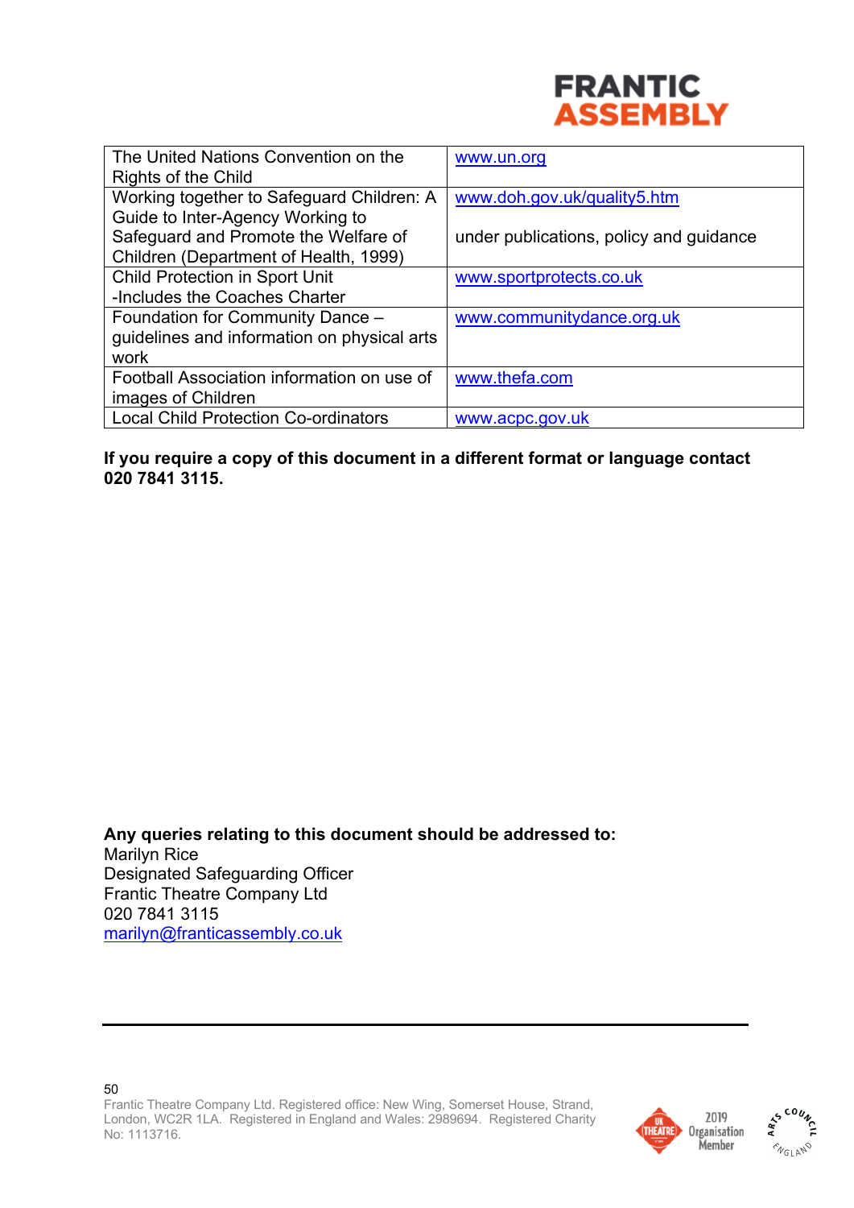| | |
|---|---|
| The United Nations Convention on the Rights of the Child | www.un.org |
| Working together to Safeguard Children: A Guide to Inter-Agency Working to Safeguard and Promote the Welfare of Children (Department of Health, 1999) | www.doh.gov.uk/quality5.htm<br><br>under publications, policy and guidance |
| Child Protection in Sport Unit -Includes the Coaches Charter | www.sportprotects.co.uk |
| Foundation for Community Dance – guidelines and information on physical arts work | www.communitydance.org.uk |
| Football Association information on use of images of Children | www.thefa.com |
| Local Child Protection Co-ordinators | www.acpc.gov.uk |

**If you require a copy of this document in a different format or language contact 020 7841 3115.**

**Any queries relating to this document should be addressed to:**
Marilyn Rice
Designated Safeguarding Officer
Frantic Theatre Company Ltd
020 7841 3115
marilyn@franticassembly.co.uk